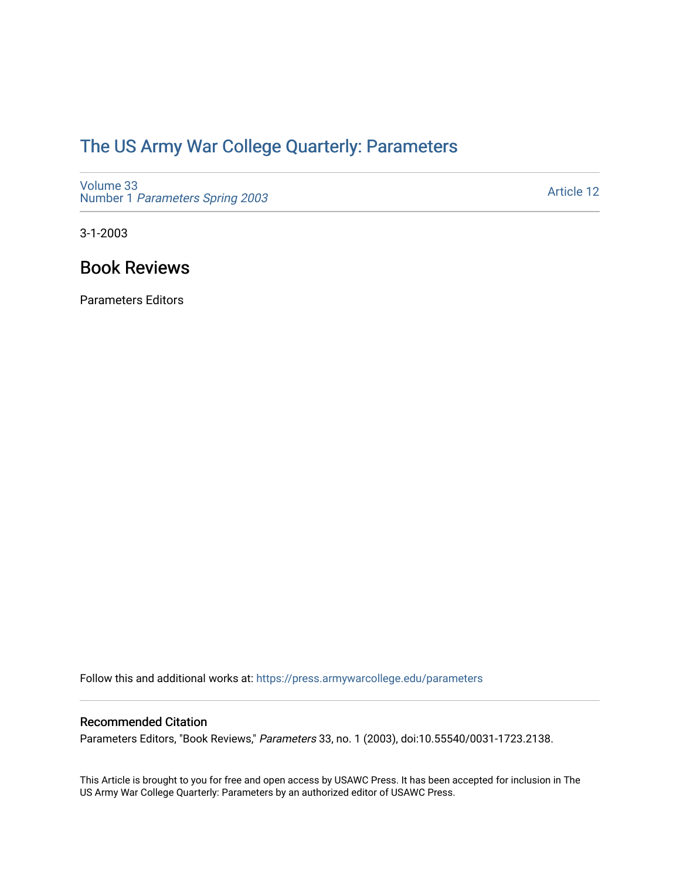# The US Army War College Quarterly: Parameters

Volume 33
Number 1 *Parameters Spring 2003*

Article 12

3-1-2003

## Book Reviews

Parameters Editors

Follow this and additional works at: https://press.armywarcollege.edu/parameters

### Recommended Citation

Parameters Editors, "Book Reviews," *Parameters* 33, no. 1 (2003), doi:10.55540/0031-1723.2138.

This Article is brought to you for free and open access by USAWC Press. It has been accepted for inclusion in The US Army War College Quarterly: Parameters by an authorized editor of USAWC Press.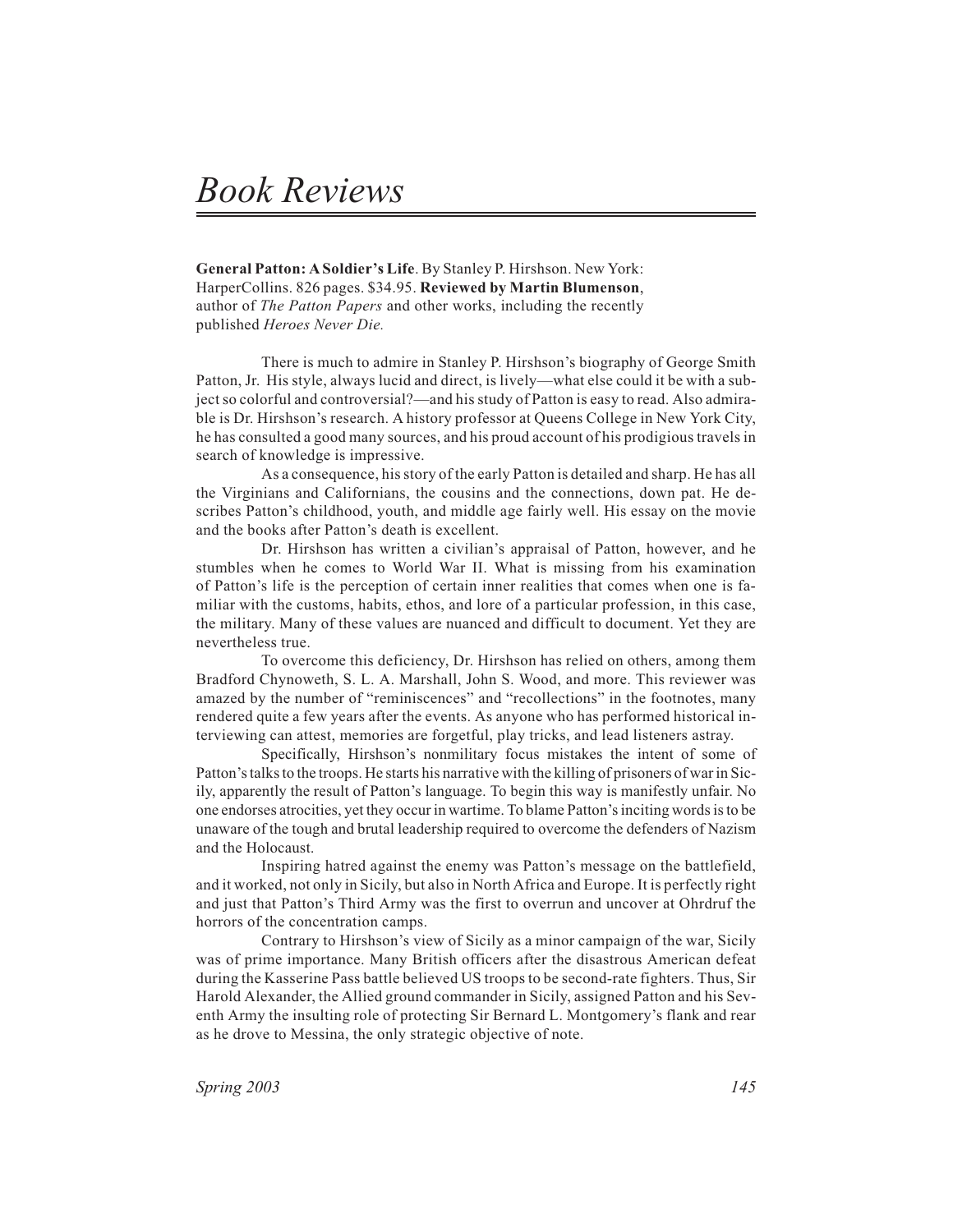# Book Reviews

**General Patton: A Soldier's Life**. By Stanley P. Hirshson. New York: HarperCollins. 826 pages. $34.95. **Reviewed by Martin Blumenson**, author of *The Patton Papers* and other works, including the recently published *Heroes Never Die.*

There is much to admire in Stanley P. Hirshson's biography of George Smith Patton, Jr. His style, always lucid and direct, is lively—what else could it be with a subject so colorful and controversial?—and his study of Patton is easy to read. Also admirable is Dr. Hirshson's research. A history professor at Queens College in New York City, he has consulted a good many sources, and his proud account of his prodigious travels in search of knowledge is impressive.

As a consequence, his story of the early Patton is detailed and sharp. He has all the Virginians and Californians, the cousins and the connections, down pat. He describes Patton's childhood, youth, and middle age fairly well. His essay on the movie and the books after Patton's death is excellent.

Dr. Hirshson has written a civilian's appraisal of Patton, however, and he stumbles when he comes to World War II. What is missing from his examination of Patton's life is the perception of certain inner realities that comes when one is familiar with the customs, habits, ethos, and lore of a particular profession, in this case, the military. Many of these values are nuanced and difficult to document. Yet they are nevertheless true.

To overcome this deficiency, Dr. Hirshson has relied on others, among them Bradford Chynoweth, S. L. A. Marshall, John S. Wood, and more. This reviewer was amazed by the number of "reminiscences" and "recollections" in the footnotes, many rendered quite a few years after the events. As anyone who has performed historical interviewing can attest, memories are forgetful, play tricks, and lead listeners astray.

Specifically, Hirshson's nonmilitary focus mistakes the intent of some of Patton's talks to the troops. He starts his narrative with the killing of prisoners of war in Sicily, apparently the result of Patton's language. To begin this way is manifestly unfair. No one endorses atrocities, yet they occur in wartime. To blame Patton's inciting words is to be unaware of the tough and brutal leadership required to overcome the defenders of Nazism and the Holocaust.

Inspiring hatred against the enemy was Patton's message on the battlefield, and it worked, not only in Sicily, but also in North Africa and Europe. It is perfectly right and just that Patton's Third Army was the first to overrun and uncover at Ohrdruf the horrors of the concentration camps.

Contrary to Hirshson's view of Sicily as a minor campaign of the war, Sicily was of prime importance. Many British officers after the disastrous American defeat during the Kasserine Pass battle believed US troops to be second-rate fighters. Thus, Sir Harold Alexander, the Allied ground commander in Sicily, assigned Patton and his Seventh Army the insulting role of protecting Sir Bernard L. Montgomery's flank and rear as he drove to Messina, the only strategic objective of note.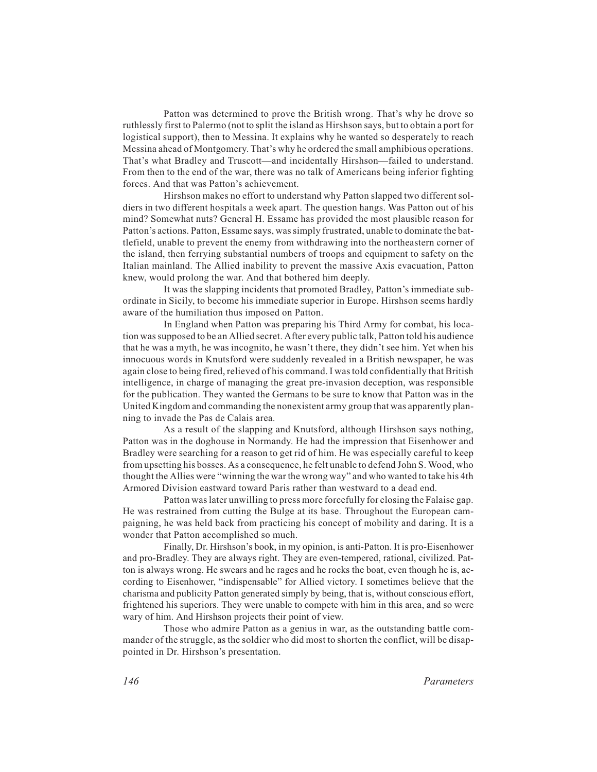Patton was determined to prove the British wrong. That's why he drove so ruthlessly first to Palermo (not to split the island as Hirshson says, but to obtain a port for logistical support), then to Messina. It explains why he wanted so desperately to reach Messina ahead of Montgomery. That's why he ordered the small amphibious operations. That's what Bradley and Truscott—and incidentally Hirshson—failed to understand. From then to the end of the war, there was no talk of Americans being inferior fighting forces. And that was Patton's achievement.

Hirshson makes no effort to understand why Patton slapped two different soldiers in two different hospitals a week apart. The question hangs. Was Patton out of his mind? Somewhat nuts? General H. Essame has provided the most plausible reason for Patton's actions. Patton, Essame says, was simply frustrated, unable to dominate the battlefield, unable to prevent the enemy from withdrawing into the northeastern corner of the island, then ferrying substantial numbers of troops and equipment to safety on the Italian mainland. The Allied inability to prevent the massive Axis evacuation, Patton knew, would prolong the war. And that bothered him deeply.

It was the slapping incidents that promoted Bradley, Patton's immediate subordinate in Sicily, to become his immediate superior in Europe. Hirshson seems hardly aware of the humiliation thus imposed on Patton.

In England when Patton was preparing his Third Army for combat, his location was supposed to be an Allied secret. After every public talk, Patton told his audience that he was a myth, he was incognito, he wasn't there, they didn't see him. Yet when his innocuous words in Knutsford were suddenly revealed in a British newspaper, he was again close to being fired, relieved of his command. I was told confidentially that British intelligence, in charge of managing the great pre-invasion deception, was responsible for the publication. They wanted the Germans to be sure to know that Patton was in the United Kingdom and commanding the nonexistent army group that was apparently planning to invade the Pas de Calais area.

As a result of the slapping and Knutsford, although Hirshson says nothing, Patton was in the doghouse in Normandy. He had the impression that Eisenhower and Bradley were searching for a reason to get rid of him. He was especially careful to keep from upsetting his bosses. As a consequence, he felt unable to defend John S. Wood, who thought the Allies were "winning the war the wrong way" and who wanted to take his 4th Armored Division eastward toward Paris rather than westward to a dead end.

Patton was later unwilling to press more forcefully for closing the Falaise gap. He was restrained from cutting the Bulge at its base. Throughout the European campaigning, he was held back from practicing his concept of mobility and daring. It is a wonder that Patton accomplished so much.

Finally, Dr. Hirshson's book, in my opinion, is anti-Patton. It is pro-Eisenhower and pro-Bradley. They are always right. They are even-tempered, rational, civilized. Patton is always wrong. He swears and he rages and he rocks the boat, even though he is, according to Eisenhower, "indispensable" for Allied victory. I sometimes believe that the charisma and publicity Patton generated simply by being, that is, without conscious effort, frightened his superiors. They were unable to compete with him in this area, and so were wary of him. And Hirshson projects their point of view.

Those who admire Patton as a genius in war, as the outstanding battle commander of the struggle, as the soldier who did most to shorten the conflict, will be disappointed in Dr. Hirshson's presentation.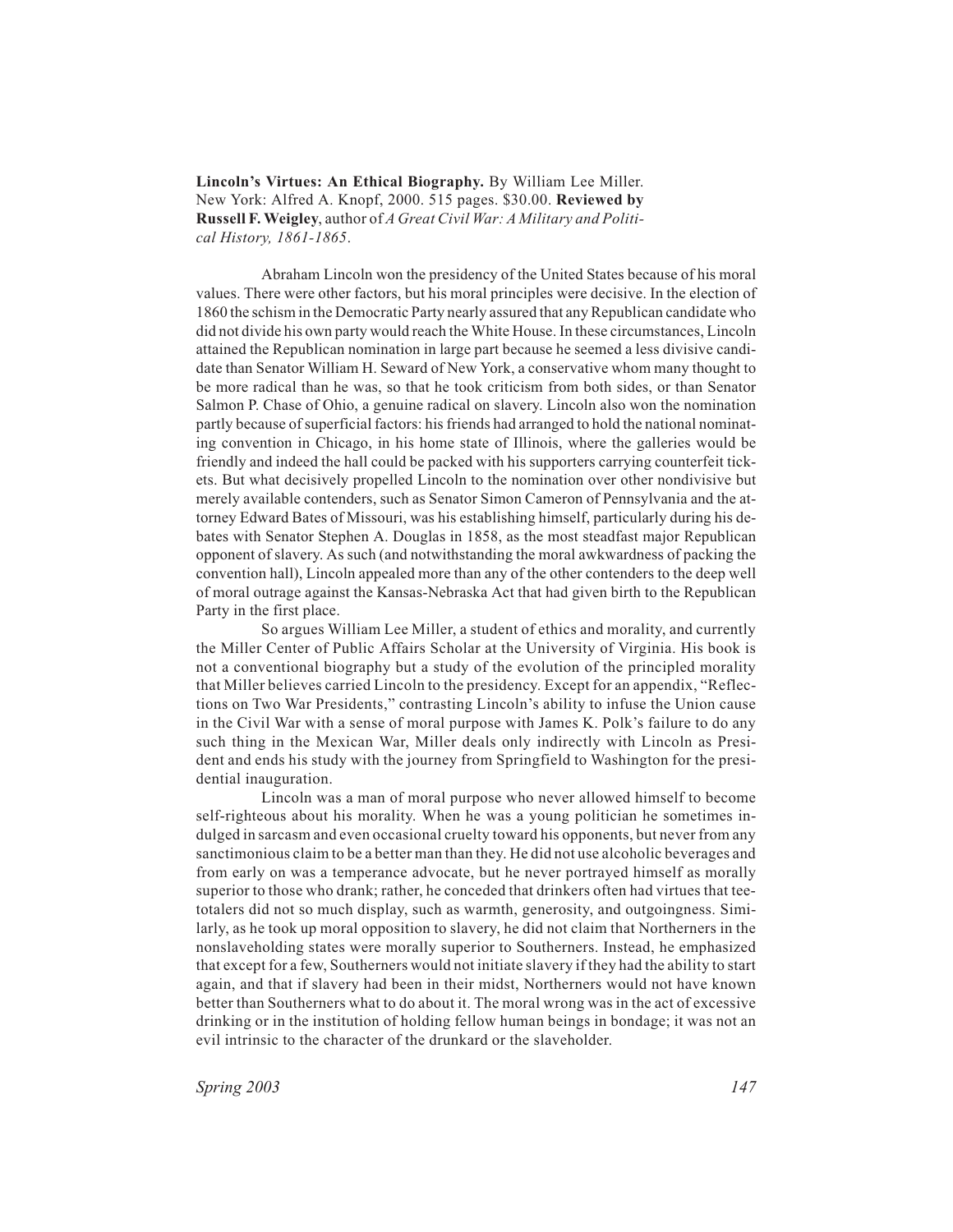**Lincoln's Virtues: An Ethical Biography.** By William Lee Miller. New York: Alfred A. Knopf, 2000. 515 pages. $30.00. **Reviewed by Russell F. Weigley**, author of *A Great Civil War: A Military and Political History, 1861-1865*.

Abraham Lincoln won the presidency of the United States because of his moral values. There were other factors, but his moral principles were decisive. In the election of 1860 the schism in the Democratic Party nearly assured that any Republican candidate who did not divide his own party would reach the White House. In these circumstances, Lincoln attained the Republican nomination in large part because he seemed a less divisive candidate than Senator William H. Seward of New York, a conservative whom many thought to be more radical than he was, so that he took criticism from both sides, or than Senator Salmon P. Chase of Ohio, a genuine radical on slavery. Lincoln also won the nomination partly because of superficial factors: his friends had arranged to hold the national nominating convention in Chicago, in his home state of Illinois, where the galleries would be friendly and indeed the hall could be packed with his supporters carrying counterfeit tickets. But what decisively propelled Lincoln to the nomination over other nondivisive but merely available contenders, such as Senator Simon Cameron of Pennsylvania and the attorney Edward Bates of Missouri, was his establishing himself, particularly during his debates with Senator Stephen A. Douglas in 1858, as the most steadfast major Republican opponent of slavery. As such (and notwithstanding the moral awkwardness of packing the convention hall), Lincoln appealed more than any of the other contenders to the deep well of moral outrage against the Kansas-Nebraska Act that had given birth to the Republican Party in the first place.

So argues William Lee Miller, a student of ethics and morality, and currently the Miller Center of Public Affairs Scholar at the University of Virginia. His book is not a conventional biography but a study of the evolution of the principled morality that Miller believes carried Lincoln to the presidency. Except for an appendix, "Reflections on Two War Presidents," contrasting Lincoln's ability to infuse the Union cause in the Civil War with a sense of moral purpose with James K. Polk's failure to do any such thing in the Mexican War, Miller deals only indirectly with Lincoln as President and ends his study with the journey from Springfield to Washington for the presidential inauguration.

Lincoln was a man of moral purpose who never allowed himself to become self-righteous about his morality. When he was a young politician he sometimes indulged in sarcasm and even occasional cruelty toward his opponents, but never from any sanctimonious claim to be a better man than they. He did not use alcoholic beverages and from early on was a temperance advocate, but he never portrayed himself as morally superior to those who drank; rather, he conceded that drinkers often had virtues that teetotalers did not so much display, such as warmth, generosity, and outgoingness. Similarly, as he took up moral opposition to slavery, he did not claim that Northerners in the nonslaveholding states were morally superior to Southerners. Instead, he emphasized that except for a few, Southerners would not initiate slavery if they had the ability to start again, and that if slavery had been in their midst, Northerners would not have known better than Southerners what to do about it. The moral wrong was in the act of excessive drinking or in the institution of holding fellow human beings in bondage; it was not an evil intrinsic to the character of the drunkard or the slaveholder.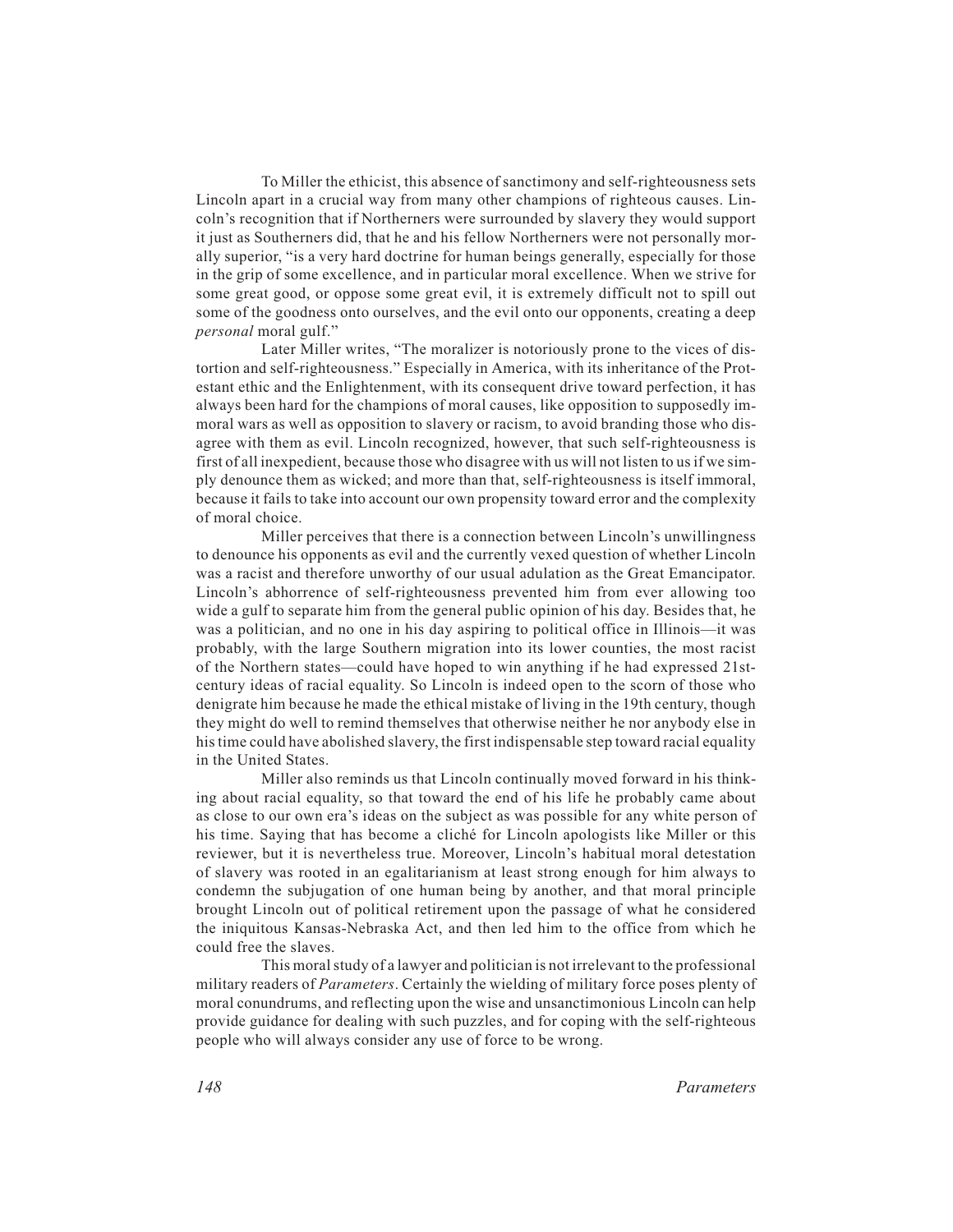To Miller the ethicist, this absence of sanctimony and self-righteousness sets Lincoln apart in a crucial way from many other champions of righteous causes. Lincoln's recognition that if Northerners were surrounded by slavery they would support it just as Southerners did, that he and his fellow Northerners were not personally morally superior, "is a very hard doctrine for human beings generally, especially for those in the grip of some excellence, and in particular moral excellence. When we strive for some great good, or oppose some great evil, it is extremely difficult not to spill out some of the goodness onto ourselves, and the evil onto our opponents, creating a deep *personal* moral gulf."

Later Miller writes, "The moralizer is notoriously prone to the vices of distortion and self-righteousness." Especially in America, with its inheritance of the Protestant ethic and the Enlightenment, with its consequent drive toward perfection, it has always been hard for the champions of moral causes, like opposition to supposedly immoral wars as well as opposition to slavery or racism, to avoid branding those who disagree with them as evil. Lincoln recognized, however, that such self-righteousness is first of all inexpedient, because those who disagree with us will not listen to us if we simply denounce them as wicked; and more than that, self-righteousness is itself immoral, because it fails to take into account our own propensity toward error and the complexity of moral choice.

Miller perceives that there is a connection between Lincoln's unwillingness to denounce his opponents as evil and the currently vexed question of whether Lincoln was a racist and therefore unworthy of our usual adulation as the Great Emancipator. Lincoln's abhorrence of self-righteousness prevented him from ever allowing too wide a gulf to separate him from the general public opinion of his day. Besides that, he was a politician, and no one in his day aspiring to political office in Illinois—it was probably, with the large Southern migration into its lower counties, the most racist of the Northern states—could have hoped to win anything if he had expressed 21st-century ideas of racial equality. So Lincoln is indeed open to the scorn of those who denigrate him because he made the ethical mistake of living in the 19th century, though they might do well to remind themselves that otherwise neither he nor anybody else in his time could have abolished slavery, the first indispensable step toward racial equality in the United States.

Miller also reminds us that Lincoln continually moved forward in his thinking about racial equality, so that toward the end of his life he probably came about as close to our own era's ideas on the subject as was possible for any white person of his time. Saying that has become a cliché for Lincoln apologists like Miller or this reviewer, but it is nevertheless true. Moreover, Lincoln's habitual moral detestation of slavery was rooted in an egalitarianism at least strong enough for him always to condemn the subjugation of one human being by another, and that moral principle brought Lincoln out of political retirement upon the passage of what he considered the iniquitous Kansas-Nebraska Act, and then led him to the office from which he could free the slaves.

This moral study of a lawyer and politician is not irrelevant to the professional military readers of *Parameters*. Certainly the wielding of military force poses plenty of moral conundrums, and reflecting upon the wise and unsanctimonious Lincoln can help provide guidance for dealing with such puzzles, and for coping with the self-righteous people who will always consider any use of force to be wrong.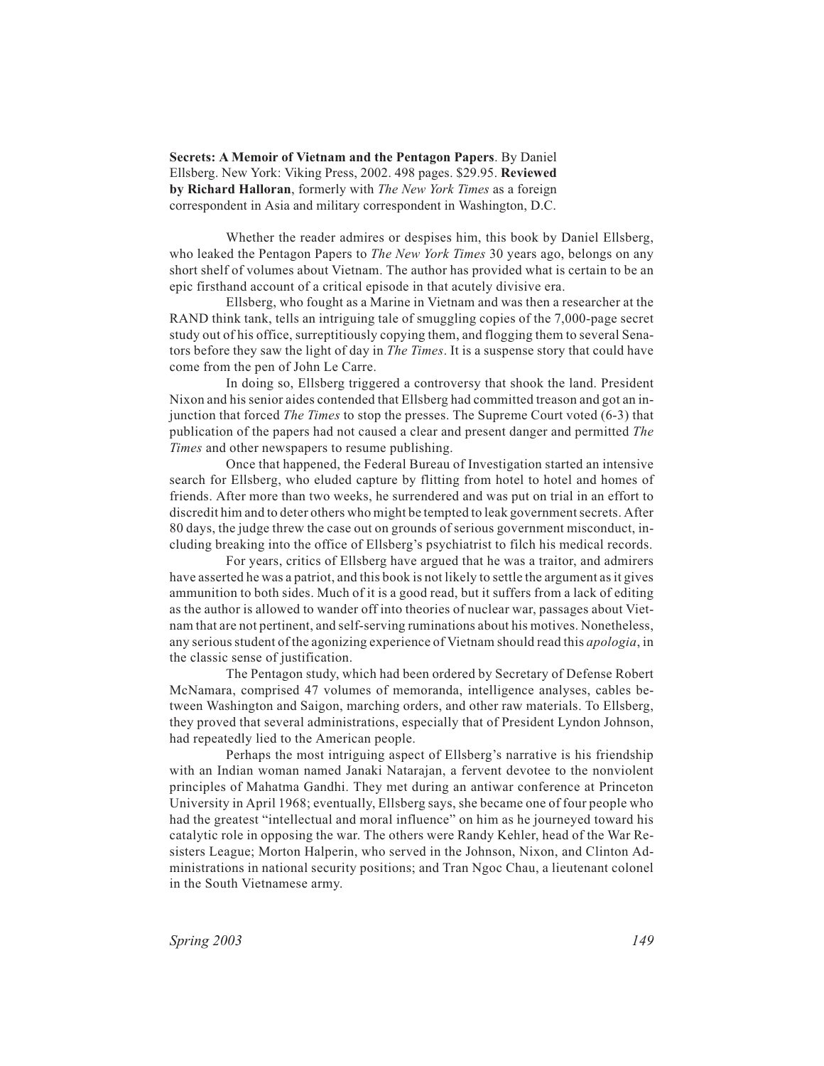**Secrets: A Memoir of Vietnam and the Pentagon Papers**. By Daniel Ellsberg. New York: Viking Press, 2002. 498 pages. $29.95. **Reviewed by Richard Halloran**, formerly with *The New York Times* as a foreign correspondent in Asia and military correspondent in Washington, D.C.

Whether the reader admires or despises him, this book by Daniel Ellsberg, who leaked the Pentagon Papers to *The New York Times* 30 years ago, belongs on any short shelf of volumes about Vietnam. The author has provided what is certain to be an epic firsthand account of a critical episode in that acutely divisive era.

Ellsberg, who fought as a Marine in Vietnam and was then a researcher at the RAND think tank, tells an intriguing tale of smuggling copies of the 7,000-page secret study out of his office, surreptitiously copying them, and flogging them to several Senators before they saw the light of day in *The Times*. It is a suspense story that could have come from the pen of John Le Carre.

In doing so, Ellsberg triggered a controversy that shook the land. President Nixon and his senior aides contended that Ellsberg had committed treason and got an injunction that forced *The Times* to stop the presses. The Supreme Court voted (6-3) that publication of the papers had not caused a clear and present danger and permitted *The Times* and other newspapers to resume publishing.

Once that happened, the Federal Bureau of Investigation started an intensive search for Ellsberg, who eluded capture by flitting from hotel to hotel and homes of friends. After more than two weeks, he surrendered and was put on trial in an effort to discredit him and to deter others who might be tempted to leak government secrets. After 80 days, the judge threw the case out on grounds of serious government misconduct, including breaking into the office of Ellsberg's psychiatrist to filch his medical records.

For years, critics of Ellsberg have argued that he was a traitor, and admirers have asserted he was a patriot, and this book is not likely to settle the argument as it gives ammunition to both sides. Much of it is a good read, but it suffers from a lack of editing as the author is allowed to wander off into theories of nuclear war, passages about Vietnam that are not pertinent, and self-serving ruminations about his motives. Nonetheless, any serious student of the agonizing experience of Vietnam should read this *apologia*, in the classic sense of justification.

The Pentagon study, which had been ordered by Secretary of Defense Robert McNamara, comprised 47 volumes of memoranda, intelligence analyses, cables between Washington and Saigon, marching orders, and other raw materials. To Ellsberg, they proved that several administrations, especially that of President Lyndon Johnson, had repeatedly lied to the American people.

Perhaps the most intriguing aspect of Ellsberg's narrative is his friendship with an Indian woman named Janaki Natarajan, a fervent devotee to the nonviolent principles of Mahatma Gandhi. They met during an antiwar conference at Princeton University in April 1968; eventually, Ellsberg says, she became one of four people who had the greatest "intellectual and moral influence" on him as he journeyed toward his catalytic role in opposing the war. The others were Randy Kehler, head of the War Resisters League; Morton Halperin, who served in the Johnson, Nixon, and Clinton Administrations in national security positions; and Tran Ngoc Chau, a lieutenant colonel in the South Vietnamese army.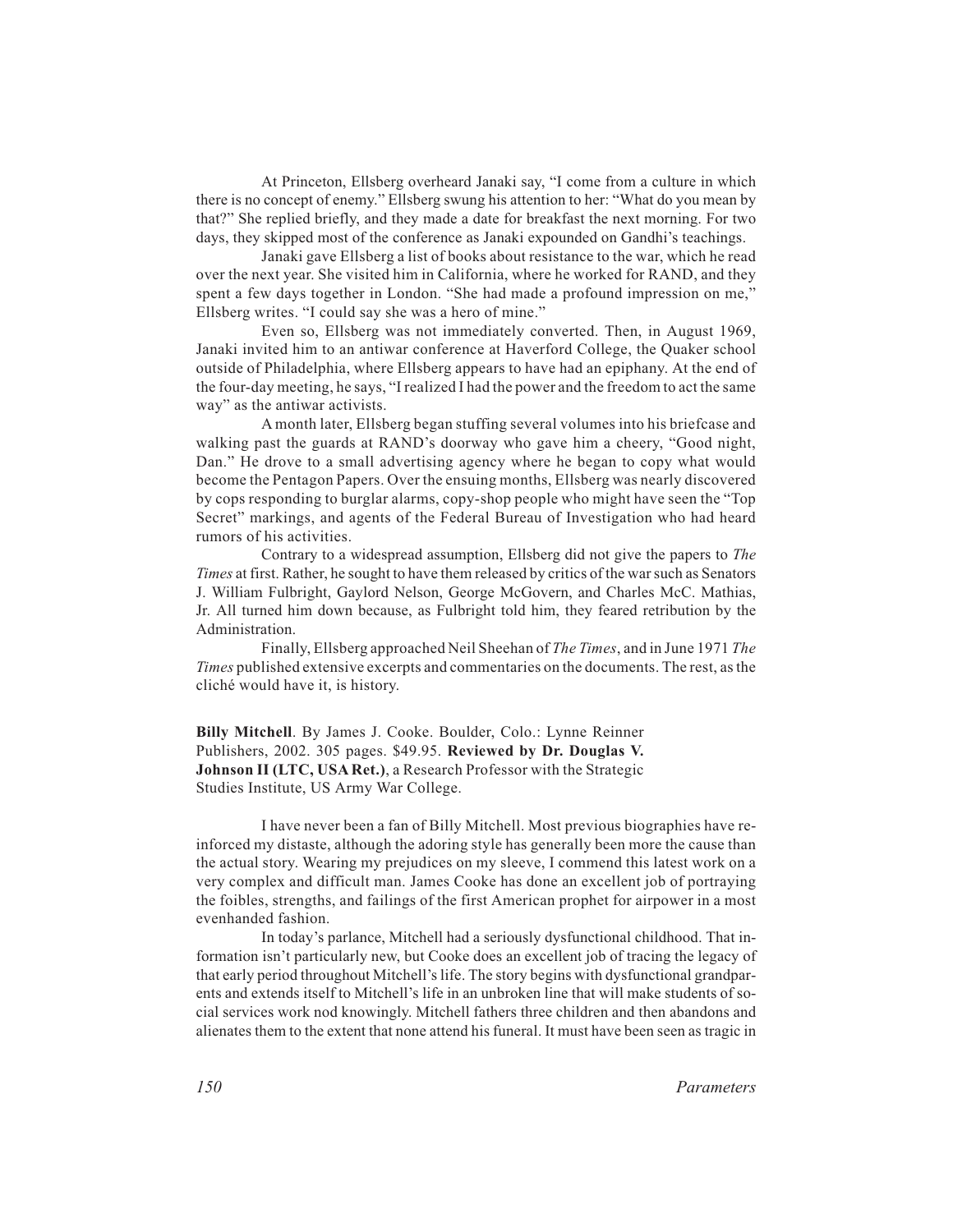At Princeton, Ellsberg overheard Janaki say, "I come from a culture in which there is no concept of enemy." Ellsberg swung his attention to her: "What do you mean by that?" She replied briefly, and they made a date for breakfast the next morning. For two days, they skipped most of the conference as Janaki expounded on Gandhi's teachings.

Janaki gave Ellsberg a list of books about resistance to the war, which he read over the next year. She visited him in California, where he worked for RAND, and they spent a few days together in London. "She had made a profound impression on me," Ellsberg writes. "I could say she was a hero of mine."

Even so, Ellsberg was not immediately converted. Then, in August 1969, Janaki invited him to an antiwar conference at Haverford College, the Quaker school outside of Philadelphia, where Ellsberg appears to have had an epiphany. At the end of the four-day meeting, he says, "I realized I had the power and the freedom to act the same way" as the antiwar activists.

A month later, Ellsberg began stuffing several volumes into his briefcase and walking past the guards at RAND's doorway who gave him a cheery, "Good night, Dan." He drove to a small advertising agency where he began to copy what would become the Pentagon Papers. Over the ensuing months, Ellsberg was nearly discovered by cops responding to burglar alarms, copy-shop people who might have seen the "Top Secret" markings, and agents of the Federal Bureau of Investigation who had heard rumors of his activities.

Contrary to a widespread assumption, Ellsberg did not give the papers to *The Times* at first. Rather, he sought to have them released by critics of the war such as Senators J. William Fulbright, Gaylord Nelson, George McGovern, and Charles McC. Mathias, Jr. All turned him down because, as Fulbright told him, they feared retribution by the Administration.

Finally, Ellsberg approached Neil Sheehan of *The Times*, and in June 1971 *The Times* published extensive excerpts and commentaries on the documents. The rest, as the cliché would have it, is history.

**Billy Mitchell**. By James J. Cooke. Boulder, Colo.: Lynne Reinner Publishers, 2002. 305 pages. $49.95. **Reviewed by Dr. Douglas V. Johnson II (LTC, USA Ret.)**, a Research Professor with the Strategic Studies Institute, US Army War College.

I have never been a fan of Billy Mitchell. Most previous biographies have reinforced my distaste, although the adoring style has generally been more the cause than the actual story. Wearing my prejudices on my sleeve, I commend this latest work on a very complex and difficult man. James Cooke has done an excellent job of portraying the foibles, strengths, and failings of the first American prophet for airpower in a most evenhanded fashion.

In today's parlance, Mitchell had a seriously dysfunctional childhood. That information isn't particularly new, but Cooke does an excellent job of tracing the legacy of that early period throughout Mitchell's life. The story begins with dysfunctional grandparents and extends itself to Mitchell's life in an unbroken line that will make students of social services work nod knowingly. Mitchell fathers three children and then abandons and alienates them to the extent that none attend his funeral. It must have been seen as tragic in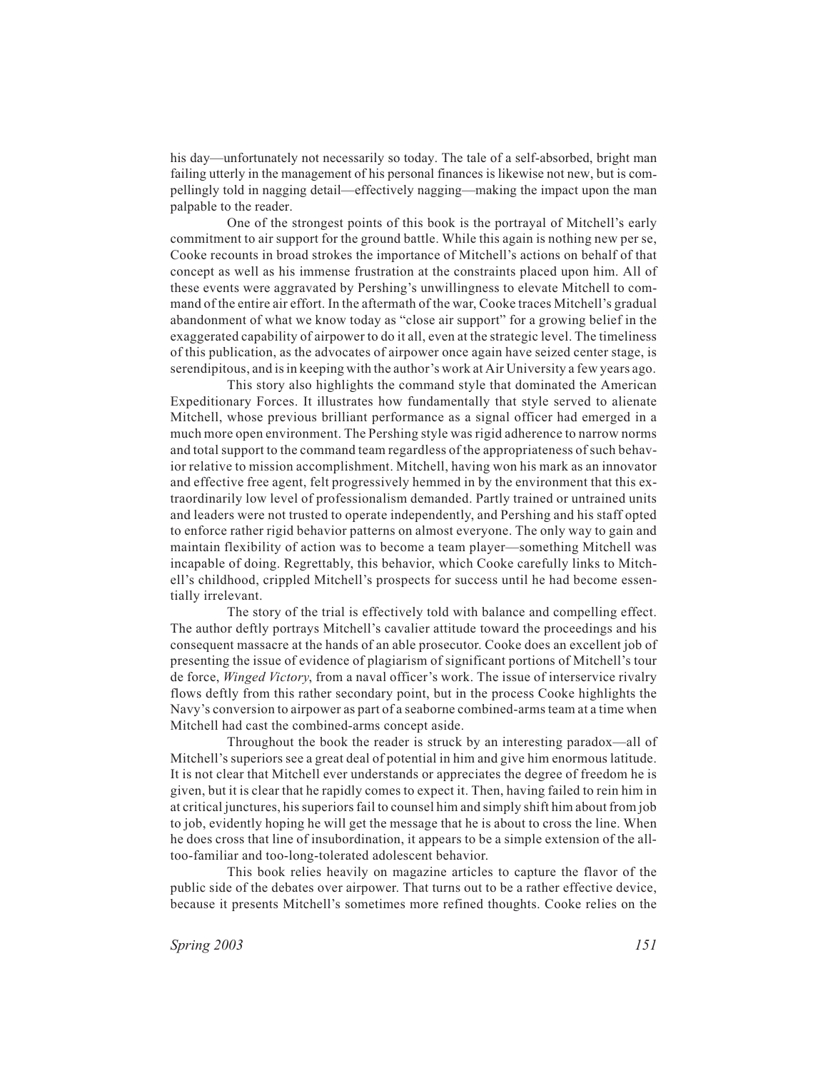his day—unfortunately not necessarily so today. The tale of a self-absorbed, bright man failing utterly in the management of his personal finances is likewise not new, but is compellingly told in nagging detail—effectively nagging—making the impact upon the man palpable to the reader.

One of the strongest points of this book is the portrayal of Mitchell's early commitment to air support for the ground battle. While this again is nothing new per se, Cooke recounts in broad strokes the importance of Mitchell's actions on behalf of that concept as well as his immense frustration at the constraints placed upon him. All of these events were aggravated by Pershing's unwillingness to elevate Mitchell to command of the entire air effort. In the aftermath of the war, Cooke traces Mitchell's gradual abandonment of what we know today as "close air support" for a growing belief in the exaggerated capability of airpower to do it all, even at the strategic level. The timeliness of this publication, as the advocates of airpower once again have seized center stage, is serendipitous, and is in keeping with the author's work at Air University a few years ago.

This story also highlights the command style that dominated the American Expeditionary Forces. It illustrates how fundamentally that style served to alienate Mitchell, whose previous brilliant performance as a signal officer had emerged in a much more open environment. The Pershing style was rigid adherence to narrow norms and total support to the command team regardless of the appropriateness of such behavior relative to mission accomplishment. Mitchell, having won his mark as an innovator and effective free agent, felt progressively hemmed in by the environment that this extraordinarily low level of professionalism demanded. Partly trained or untrained units and leaders were not trusted to operate independently, and Pershing and his staff opted to enforce rather rigid behavior patterns on almost everyone. The only way to gain and maintain flexibility of action was to become a team player—something Mitchell was incapable of doing. Regrettably, this behavior, which Cooke carefully links to Mitchell's childhood, crippled Mitchell's prospects for success until he had become essentially irrelevant.

The story of the trial is effectively told with balance and compelling effect. The author deftly portrays Mitchell's cavalier attitude toward the proceedings and his consequent massacre at the hands of an able prosecutor. Cooke does an excellent job of presenting the issue of evidence of plagiarism of significant portions of Mitchell's tour de force, *Winged Victory*, from a naval officer's work. The issue of interservice rivalry flows deftly from this rather secondary point, but in the process Cooke highlights the Navy's conversion to airpower as part of a seaborne combined-arms team at a time when Mitchell had cast the combined-arms concept aside.

Throughout the book the reader is struck by an interesting paradox—all of Mitchell's superiors see a great deal of potential in him and give him enormous latitude. It is not clear that Mitchell ever understands or appreciates the degree of freedom he is given, but it is clear that he rapidly comes to expect it. Then, having failed to rein him in at critical junctures, his superiors fail to counsel him and simply shift him about from job to job, evidently hoping he will get the message that he is about to cross the line. When he does cross that line of insubordination, it appears to be a simple extension of the all-too-familiar and too-long-tolerated adolescent behavior.

This book relies heavily on magazine articles to capture the flavor of the public side of the debates over airpower. That turns out to be a rather effective device, because it presents Mitchell's sometimes more refined thoughts. Cooke relies on the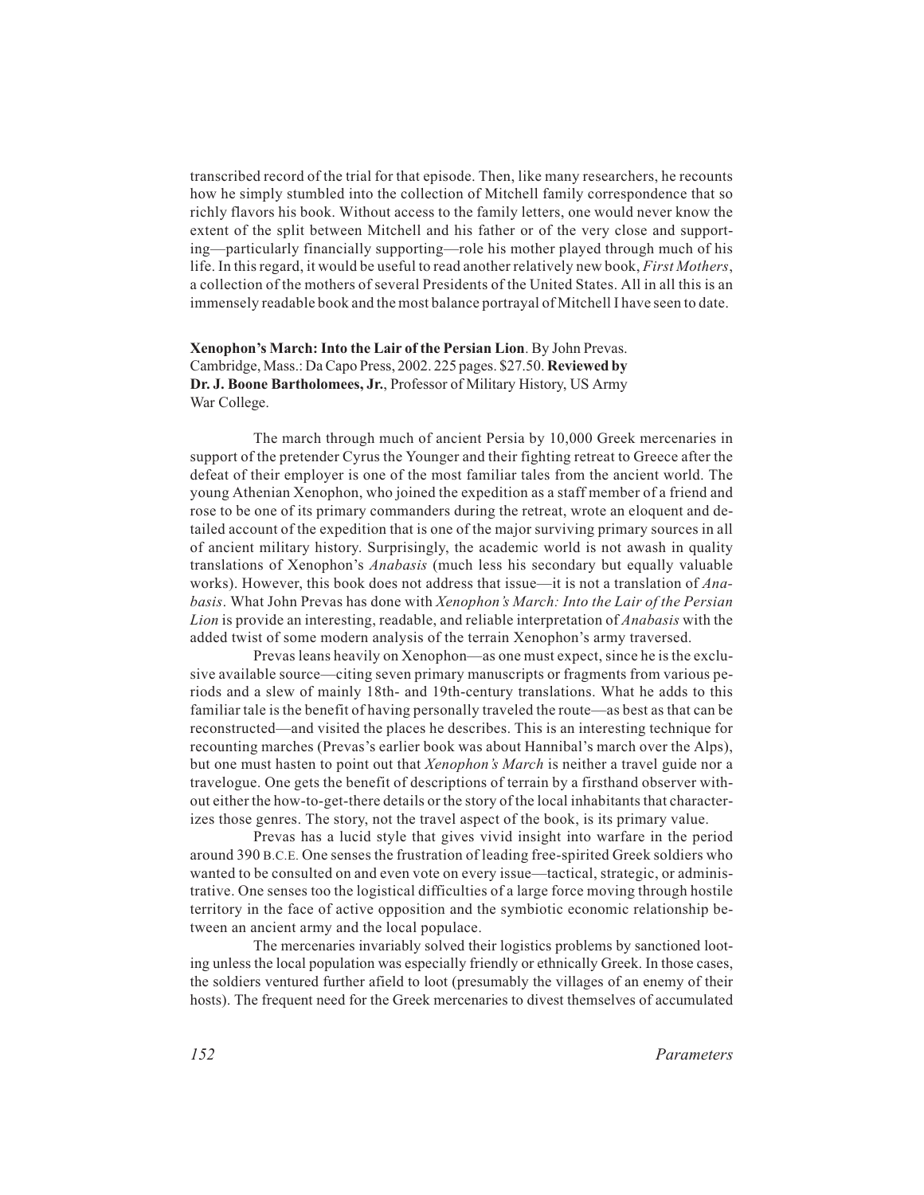transcribed record of the trial for that episode. Then, like many researchers, he recounts how he simply stumbled into the collection of Mitchell family correspondence that so richly flavors his book. Without access to the family letters, one would never know the extent of the split between Mitchell and his father or of the very close and supporting—particularly financially supporting—role his mother played through much of his life. In this regard, it would be useful to read another relatively new book, *First Mothers*, a collection of the mothers of several Presidents of the United States. All in all this is an immensely readable book and the most balance portrayal of Mitchell I have seen to date.

**Xenophon's March: Into the Lair of the Persian Lion**. By John Prevas. Cambridge, Mass.: Da Capo Press, 2002. 225 pages. $27.50. **Reviewed by Dr. J. Boone Bartholomees, Jr.**, Professor of Military History, US Army War College.

The march through much of ancient Persia by 10,000 Greek mercenaries in support of the pretender Cyrus the Younger and their fighting retreat to Greece after the defeat of their employer is one of the most familiar tales from the ancient world. The young Athenian Xenophon, who joined the expedition as a staff member of a friend and rose to be one of its primary commanders during the retreat, wrote an eloquent and detailed account of the expedition that is one of the major surviving primary sources in all of ancient military history. Surprisingly, the academic world is not awash in quality translations of Xenophon's *Anabasis* (much less his secondary but equally valuable works). However, this book does not address that issue—it is not a translation of *Anabasis*. What John Prevas has done with *Xenophon's March: Into the Lair of the Persian Lion* is provide an interesting, readable, and reliable interpretation of *Anabasis* with the added twist of some modern analysis of the terrain Xenophon's army traversed.

Prevas leans heavily on Xenophon—as one must expect, since he is the exclusive available source—citing seven primary manuscripts or fragments from various periods and a slew of mainly 18th- and 19th-century translations. What he adds to this familiar tale is the benefit of having personally traveled the route—as best as that can be reconstructed—and visited the places he describes. This is an interesting technique for recounting marches (Prevas's earlier book was about Hannibal's march over the Alps), but one must hasten to point out that *Xenophon's March* is neither a travel guide nor a travelogue. One gets the benefit of descriptions of terrain by a firsthand observer without either the how-to-get-there details or the story of the local inhabitants that characterizes those genres. The story, not the travel aspect of the book, is its primary value.

Prevas has a lucid style that gives vivid insight into warfare in the period around 390 B.C.E. One senses the frustration of leading free-spirited Greek soldiers who wanted to be consulted on and even vote on every issue—tactical, strategic, or administrative. One senses too the logistical difficulties of a large force moving through hostile territory in the face of active opposition and the symbiotic economic relationship between an ancient army and the local populace.

The mercenaries invariably solved their logistics problems by sanctioned looting unless the local population was especially friendly or ethnically Greek. In those cases, the soldiers ventured further afield to loot (presumably the villages of an enemy of their hosts). The frequent need for the Greek mercenaries to divest themselves of accumulated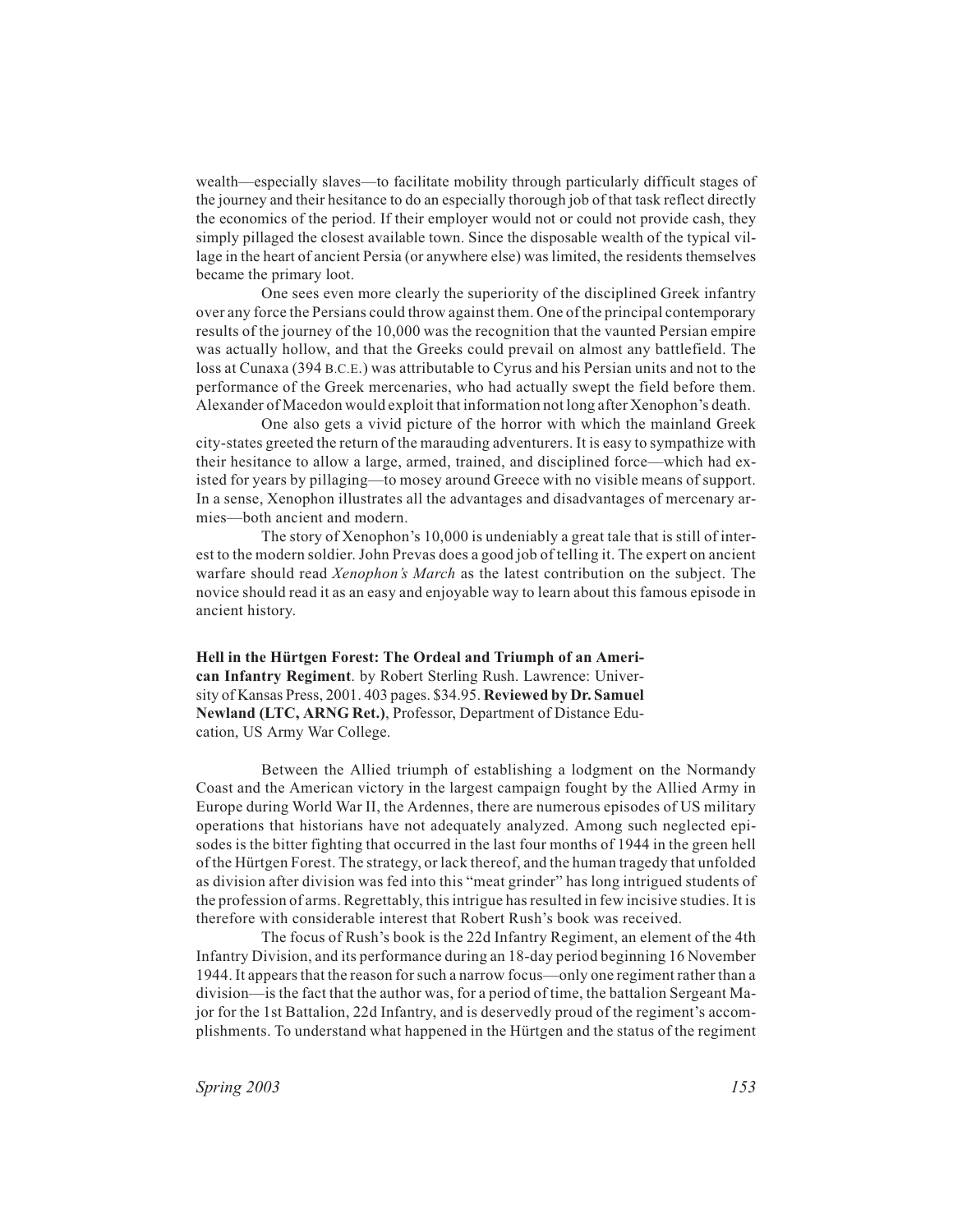wealth—especially slaves—to facilitate mobility through particularly difficult stages of the journey and their hesitance to do an especially thorough job of that task reflect directly the economics of the period. If their employer would not or could not provide cash, they simply pillaged the closest available town. Since the disposable wealth of the typical village in the heart of ancient Persia (or anywhere else) was limited, the residents themselves became the primary loot.

One sees even more clearly the superiority of the disciplined Greek infantry over any force the Persians could throw against them. One of the principal contemporary results of the journey of the 10,000 was the recognition that the vaunted Persian empire was actually hollow, and that the Greeks could prevail on almost any battlefield. The loss at Cunaxa (394 B.C.E.) was attributable to Cyrus and his Persian units and not to the performance of the Greek mercenaries, who had actually swept the field before them. Alexander of Macedon would exploit that information not long after Xenophon's death.

One also gets a vivid picture of the horror with which the mainland Greek city-states greeted the return of the marauding adventurers. It is easy to sympathize with their hesitance to allow a large, armed, trained, and disciplined force—which had existed for years by pillaging—to mosey around Greece with no visible means of support. In a sense, Xenophon illustrates all the advantages and disadvantages of mercenary armies—both ancient and modern.

The story of Xenophon's 10,000 is undeniably a great tale that is still of interest to the modern soldier. John Prevas does a good job of telling it. The expert on ancient warfare should read *Xenophon's March* as the latest contribution on the subject. The novice should read it as an easy and enjoyable way to learn about this famous episode in ancient history.

**Hell in the Hürtgen Forest: The Ordeal and Triumph of an American Infantry Regiment**. by Robert Sterling Rush. Lawrence: University of Kansas Press, 2001. 403 pages. $34.95. **Reviewed by Dr. Samuel Newland (LTC, ARNG Ret.)**, Professor, Department of Distance Education, US Army War College.

Between the Allied triumph of establishing a lodgment on the Normandy Coast and the American victory in the largest campaign fought by the Allied Army in Europe during World War II, the Ardennes, there are numerous episodes of US military operations that historians have not adequately analyzed. Among such neglected episodes is the bitter fighting that occurred in the last four months of 1944 in the green hell of the Hürtgen Forest. The strategy, or lack thereof, and the human tragedy that unfolded as division after division was fed into this "meat grinder" has long intrigued students of the profession of arms. Regrettably, this intrigue has resulted in few incisive studies. It is therefore with considerable interest that Robert Rush's book was received.

The focus of Rush's book is the 22d Infantry Regiment, an element of the 4th Infantry Division, and its performance during an 18-day period beginning 16 November 1944. It appears that the reason for such a narrow focus—only one regiment rather than a division—is the fact that the author was, for a period of time, the battalion Sergeant Major for the 1st Battalion, 22d Infantry, and is deservedly proud of the regiment's accomplishments. To understand what happened in the Hürtgen and the status of the regiment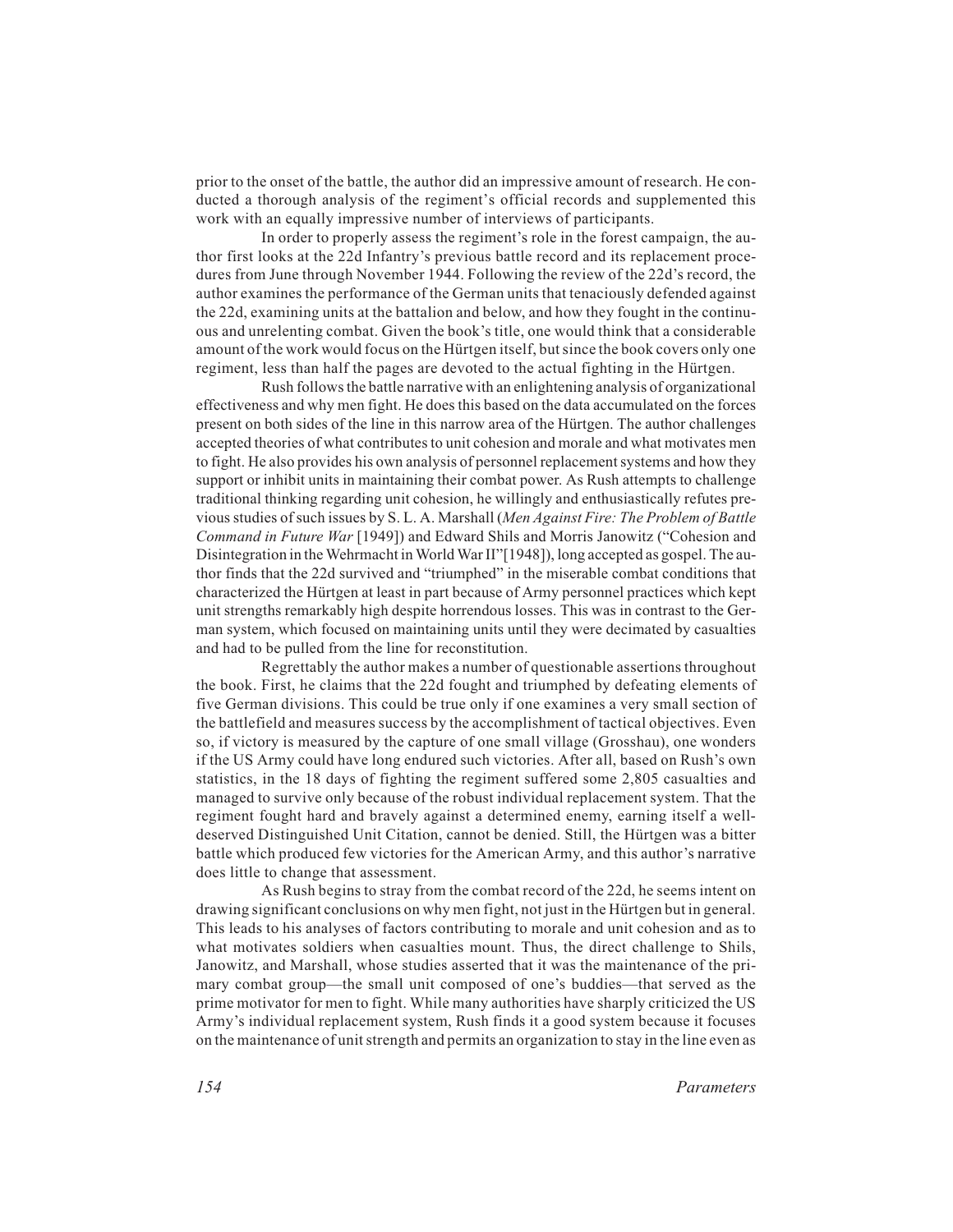prior to the onset of the battle, the author did an impressive amount of research. He conducted a thorough analysis of the regiment's official records and supplemented this work with an equally impressive number of interviews of participants.

In order to properly assess the regiment's role in the forest campaign, the author first looks at the 22d Infantry's previous battle record and its replacement procedures from June through November 1944. Following the review of the 22d's record, the author examines the performance of the German units that tenaciously defended against the 22d, examining units at the battalion and below, and how they fought in the continuous and unrelenting combat. Given the book's title, one would think that a considerable amount of the work would focus on the Hürtgen itself, but since the book covers only one regiment, less than half the pages are devoted to the actual fighting in the Hürtgen.

Rush follows the battle narrative with an enlightening analysis of organizational effectiveness and why men fight. He does this based on the data accumulated on the forces present on both sides of the line in this narrow area of the Hürtgen. The author challenges accepted theories of what contributes to unit cohesion and morale and what motivates men to fight. He also provides his own analysis of personnel replacement systems and how they support or inhibit units in maintaining their combat power. As Rush attempts to challenge traditional thinking regarding unit cohesion, he willingly and enthusiastically refutes previous studies of such issues by S. L. A. Marshall (*Men Against Fire: The Problem of Battle Command in Future War* [1949]) and Edward Shils and Morris Janowitz ("Cohesion and Disintegration in the Wehrmacht in World War II"[1948]), long accepted as gospel. The author finds that the 22d survived and "triumphed" in the miserable combat conditions that characterized the Hürtgen at least in part because of Army personnel practices which kept unit strengths remarkably high despite horrendous losses. This was in contrast to the German system, which focused on maintaining units until they were decimated by casualties and had to be pulled from the line for reconstitution.

Regrettably the author makes a number of questionable assertions throughout the book. First, he claims that the 22d fought and triumphed by defeating elements of five German divisions. This could be true only if one examines a very small section of the battlefield and measures success by the accomplishment of tactical objectives. Even so, if victory is measured by the capture of one small village (Grosshau), one wonders if the US Army could have long endured such victories. After all, based on Rush's own statistics, in the 18 days of fighting the regiment suffered some 2,805 casualties and managed to survive only because of the robust individual replacement system. That the regiment fought hard and bravely against a determined enemy, earning itself a well-deserved Distinguished Unit Citation, cannot be denied. Still, the Hürtgen was a bitter battle which produced few victories for the American Army, and this author's narrative does little to change that assessment.

As Rush begins to stray from the combat record of the 22d, he seems intent on drawing significant conclusions on why men fight, not just in the Hürtgen but in general. This leads to his analyses of factors contributing to morale and unit cohesion and as to what motivates soldiers when casualties mount. Thus, the direct challenge to Shils, Janowitz, and Marshall, whose studies asserted that it was the maintenance of the primary combat group—the small unit composed of one's buddies—that served as the prime motivator for men to fight. While many authorities have sharply criticized the US Army's individual replacement system, Rush finds it a good system because it focuses on the maintenance of unit strength and permits an organization to stay in the line even as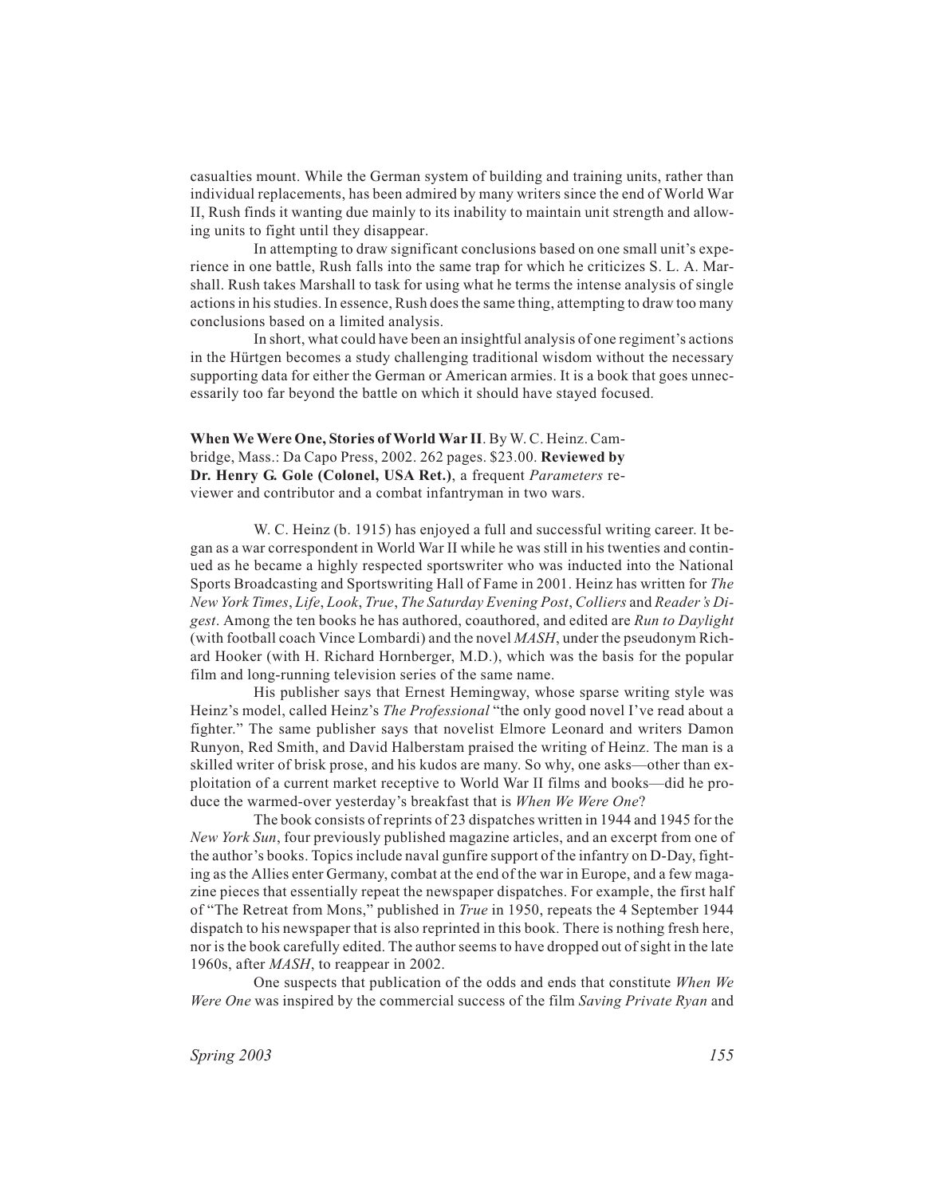casualties mount. While the German system of building and training units, rather than individual replacements, has been admired by many writers since the end of World War II, Rush finds it wanting due mainly to its inability to maintain unit strength and allowing units to fight until they disappear.

In attempting to draw significant conclusions based on one small unit's experience in one battle, Rush falls into the same trap for which he criticizes S. L. A. Marshall. Rush takes Marshall to task for using what he terms the intense analysis of single actions in his studies. In essence, Rush does the same thing, attempting to draw too many conclusions based on a limited analysis.

In short, what could have been an insightful analysis of one regiment's actions in the Hürtgen becomes a study challenging traditional wisdom without the necessary supporting data for either the German or American armies. It is a book that goes unnecessarily too far beyond the battle on which it should have stayed focused.

**When We Were One, Stories of World War II**. By W. C. Heinz. Cambridge, Mass.: Da Capo Press, 2002. 262 pages. $23.00. **Reviewed by Dr. Henry G. Gole (Colonel, USA Ret.)**, a frequent *Parameters* reviewer and contributor and a combat infantryman in two wars.

W. C. Heinz (b. 1915) has enjoyed a full and successful writing career. It began as a war correspondent in World War II while he was still in his twenties and continued as he became a highly respected sportswriter who was inducted into the National Sports Broadcasting and Sportswriting Hall of Fame in 2001. Heinz has written for *The New York Times*, *Life*, *Look*, *True*, *The Saturday Evening Post*, *Colliers* and *Reader's Digest*. Among the ten books he has authored, coauthored, and edited are *Run to Daylight* (with football coach Vince Lombardi) and the novel *MASH*, under the pseudonym Richard Hooker (with H. Richard Hornberger, M.D.), which was the basis for the popular film and long-running television series of the same name.

His publisher says that Ernest Hemingway, whose sparse writing style was Heinz's model, called Heinz's *The Professional* "the only good novel I've read about a fighter." The same publisher says that novelist Elmore Leonard and writers Damon Runyon, Red Smith, and David Halberstam praised the writing of Heinz. The man is a skilled writer of brisk prose, and his kudos are many. So why, one asks—other than exploitation of a current market receptive to World War II films and books—did he produce the warmed-over yesterday's breakfast that is *When We Were One*?

The book consists of reprints of 23 dispatches written in 1944 and 1945 for the *New York Sun*, four previously published magazine articles, and an excerpt from one of the author's books. Topics include naval gunfire support of the infantry on D-Day, fighting as the Allies enter Germany, combat at the end of the war in Europe, and a few magazine pieces that essentially repeat the newspaper dispatches. For example, the first half of "The Retreat from Mons," published in *True* in 1950, repeats the 4 September 1944 dispatch to his newspaper that is also reprinted in this book. There is nothing fresh here, nor is the book carefully edited. The author seems to have dropped out of sight in the late 1960s, after *MASH*, to reappear in 2002.

One suspects that publication of the odds and ends that constitute *When We Were One* was inspired by the commercial success of the film *Saving Private Ryan* and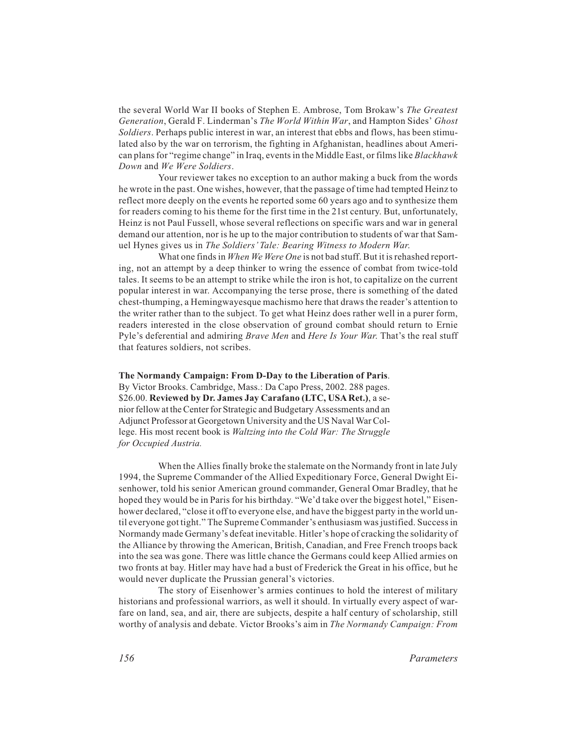the several World War II books of Stephen E. Ambrose, Tom Brokaw's *The Greatest Generation*, Gerald F. Linderman's *The World Within War*, and Hampton Sides' *Ghost Soldiers*. Perhaps public interest in war, an interest that ebbs and flows, has been stimulated also by the war on terrorism, the fighting in Afghanistan, headlines about American plans for "regime change" in Iraq, events in the Middle East, or films like *Blackhawk Down* and *We Were Soldiers*.

Your reviewer takes no exception to an author making a buck from the words he wrote in the past. One wishes, however, that the passage of time had tempted Heinz to reflect more deeply on the events he reported some 60 years ago and to synthesize them for readers coming to his theme for the first time in the 21st century. But, unfortunately, Heinz is not Paul Fussell, whose several reflections on specific wars and war in general demand our attention, nor is he up to the major contribution to students of war that Samuel Hynes gives us in *The Soldiers' Tale: Bearing Witness to Modern War.*

What one finds in *When We Were One* is not bad stuff. But it is rehashed reporting, not an attempt by a deep thinker to wring the essence of combat from twice-told tales. It seems to be an attempt to strike while the iron is hot, to capitalize on the current popular interest in war. Accompanying the terse prose, there is something of the dated chest-thumping, a Hemingwayesque machismo here that draws the reader's attention to the writer rather than to the subject. To get what Heinz does rather well in a purer form, readers interested in the close observation of ground combat should return to Ernie Pyle's deferential and admiring *Brave Men* and *Here Is Your War.* That's the real stuff that features soldiers, not scribes.

**The Normandy Campaign: From D-Day to the Liberation of Paris**. By Victor Brooks. Cambridge, Mass.: Da Capo Press, 2002. 288 pages. $26.00. **Reviewed by Dr. James Jay Carafano (LTC, USA Ret.)**, a senior fellow at the Center for Strategic and Budgetary Assessments and an Adjunct Professor at Georgetown University and the US Naval War College. His most recent book is *Waltzing into the Cold War: The Struggle for Occupied Austria.*

When the Allies finally broke the stalemate on the Normandy front in late July 1994, the Supreme Commander of the Allied Expeditionary Force, General Dwight Eisenhower, told his senior American ground commander, General Omar Bradley, that he hoped they would be in Paris for his birthday. "We'd take over the biggest hotel," Eisenhower declared, "close it off to everyone else, and have the biggest party in the world until everyone got tight." The Supreme Commander's enthusiasm was justified. Success in Normandy made Germany's defeat inevitable. Hitler's hope of cracking the solidarity of the Alliance by throwing the American, British, Canadian, and Free French troops back into the sea was gone. There was little chance the Germans could keep Allied armies on two fronts at bay. Hitler may have had a bust of Frederick the Great in his office, but he would never duplicate the Prussian general's victories.

The story of Eisenhower's armies continues to hold the interest of military historians and professional warriors, as well it should. In virtually every aspect of warfare on land, sea, and air, there are subjects, despite a half century of scholarship, still worthy of analysis and debate. Victor Brooks's aim in *The Normandy Campaign: From*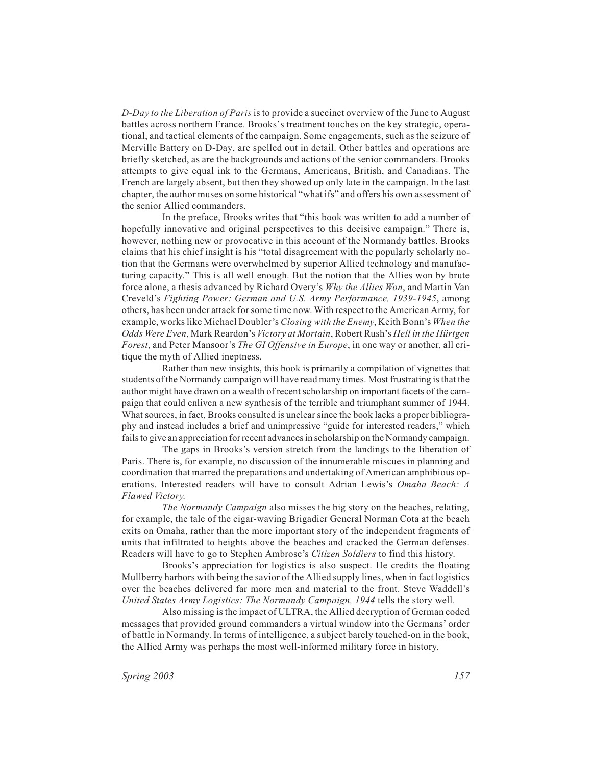*D-Day to the Liberation of Paris* is to provide a succinct overview of the June to August battles across northern France. Brooks's treatment touches on the key strategic, operational, and tactical elements of the campaign. Some engagements, such as the seizure of Merville Battery on D-Day, are spelled out in detail. Other battles and operations are briefly sketched, as are the backgrounds and actions of the senior commanders. Brooks attempts to give equal ink to the Germans, Americans, British, and Canadians. The French are largely absent, but then they showed up only late in the campaign. In the last chapter, the author muses on some historical "what ifs" and offers his own assessment of the senior Allied commanders.

In the preface, Brooks writes that "this book was written to add a number of hopefully innovative and original perspectives to this decisive campaign." There is, however, nothing new or provocative in this account of the Normandy battles. Brooks claims that his chief insight is his "total disagreement with the popularly scholarly notion that the Germans were overwhelmed by superior Allied technology and manufacturing capacity." This is all well enough. But the notion that the Allies won by brute force alone, a thesis advanced by Richard Overy's *Why the Allies Won*, and Martin Van Creveld's *Fighting Power: German and U.S. Army Performance, 1939-1945*, among others, has been under attack for some time now. With respect to the American Army, for example, works like Michael Doubler's *Closing with the Enemy*, Keith Bonn's *When the Odds Were Even*, Mark Reardon's *Victory at Mortain*, Robert Rush's *Hell in the Hürtgen Forest*, and Peter Mansoor's *The GI Offensive in Europe*, in one way or another, all critique the myth of Allied ineptness.

Rather than new insights, this book is primarily a compilation of vignettes that students of the Normandy campaign will have read many times. Most frustrating is that the author might have drawn on a wealth of recent scholarship on important facets of the campaign that could enliven a new synthesis of the terrible and triumphant summer of 1944. What sources, in fact, Brooks consulted is unclear since the book lacks a proper bibliography and instead includes a brief and unimpressive "guide for interested readers," which fails to give an appreciation for recent advances in scholarship on the Normandy campaign.

The gaps in Brooks's version stretch from the landings to the liberation of Paris. There is, for example, no discussion of the innumerable miscues in planning and coordination that marred the preparations and undertaking of American amphibious operations. Interested readers will have to consult Adrian Lewis's *Omaha Beach: A Flawed Victory.*

*The Normandy Campaign* also misses the big story on the beaches, relating, for example, the tale of the cigar-waving Brigadier General Norman Cota at the beach exits on Omaha, rather than the more important story of the independent fragments of units that infiltrated to heights above the beaches and cracked the German defenses. Readers will have to go to Stephen Ambrose's *Citizen Soldiers* to find this history.

Brooks's appreciation for logistics is also suspect. He credits the floating Mullberry harbors with being the savior of the Allied supply lines, when in fact logistics over the beaches delivered far more men and material to the front. Steve Waddell's *United States Army Logistics: The Normandy Campaign, 1944* tells the story well.

Also missing is the impact of ULTRA, the Allied decryption of German coded messages that provided ground commanders a virtual window into the Germans' order of battle in Normandy. In terms of intelligence, a subject barely touched-on in the book, the Allied Army was perhaps the most well-informed military force in history.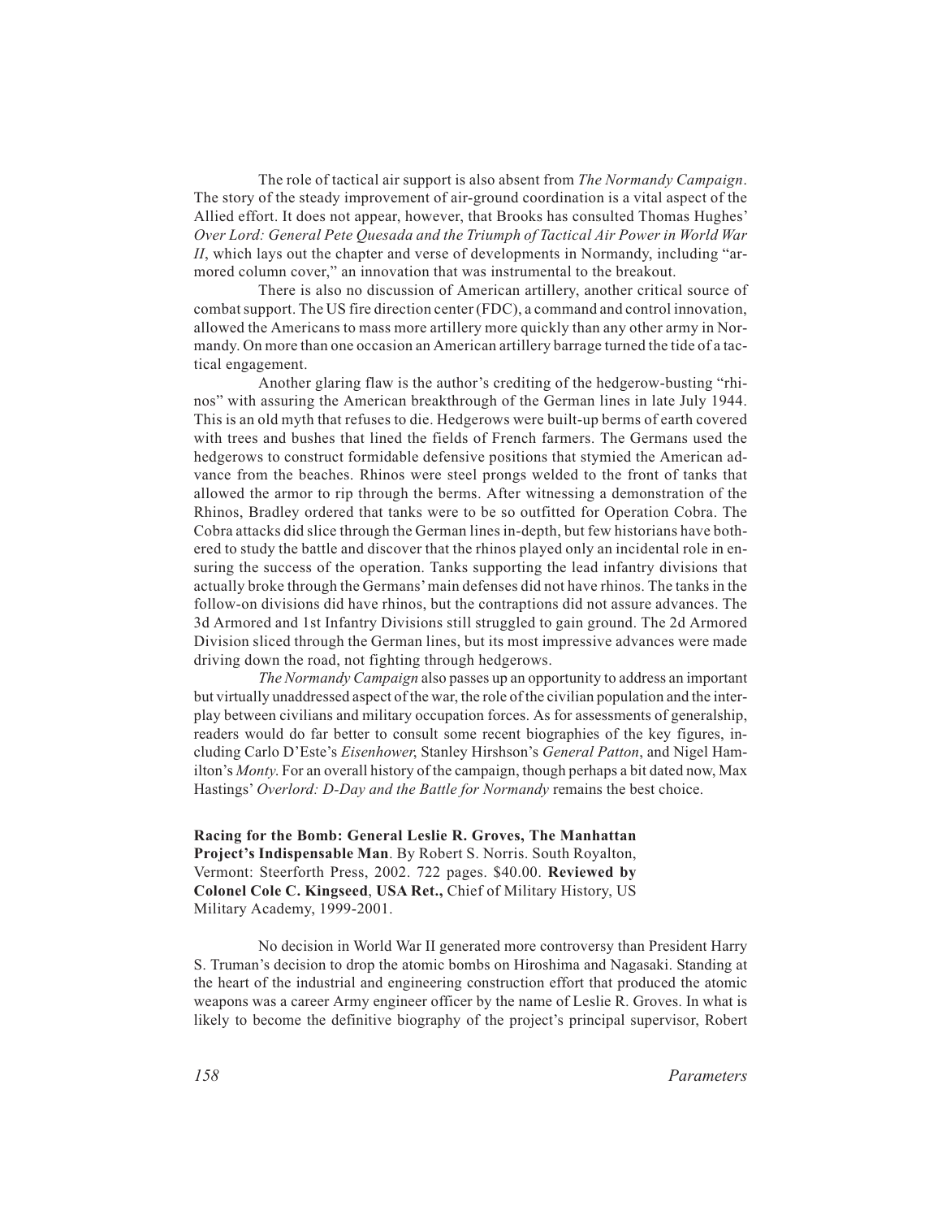The role of tactical air support is also absent from *The Normandy Campaign*. The story of the steady improvement of air-ground coordination is a vital aspect of the Allied effort. It does not appear, however, that Brooks has consulted Thomas Hughes' *Over Lord: General Pete Quesada and the Triumph of Tactical Air Power in World War II*, which lays out the chapter and verse of developments in Normandy, including "armored column cover," an innovation that was instrumental to the breakout.

There is also no discussion of American artillery, another critical source of combat support. The US fire direction center (FDC), a command and control innovation, allowed the Americans to mass more artillery more quickly than any other army in Normandy. On more than one occasion an American artillery barrage turned the tide of a tactical engagement.

Another glaring flaw is the author's crediting of the hedgerow-busting "rhinos" with assuring the American breakthrough of the German lines in late July 1944. This is an old myth that refuses to die. Hedgerows were built-up berms of earth covered with trees and bushes that lined the fields of French farmers. The Germans used the hedgerows to construct formidable defensive positions that stymied the American advance from the beaches. Rhinos were steel prongs welded to the front of tanks that allowed the armor to rip through the berms. After witnessing a demonstration of the Rhinos, Bradley ordered that tanks were to be so outfitted for Operation Cobra. The Cobra attacks did slice through the German lines in-depth, but few historians have bothered to study the battle and discover that the rhinos played only an incidental role in ensuring the success of the operation. Tanks supporting the lead infantry divisions that actually broke through the Germans' main defenses did not have rhinos. The tanks in the follow-on divisions did have rhinos, but the contraptions did not assure advances. The 3d Armored and 1st Infantry Divisions still struggled to gain ground. The 2d Armored Division sliced through the German lines, but its most impressive advances were made driving down the road, not fighting through hedgerows.

*The Normandy Campaign* also passes up an opportunity to address an important but virtually unaddressed aspect of the war, the role of the civilian population and the interplay between civilians and military occupation forces. As for assessments of generalship, readers would do far better to consult some recent biographies of the key figures, including Carlo D'Este's *Eisenhower*, Stanley Hirshson's *General Patton*, and Nigel Hamilton's *Monty*. For an overall history of the campaign, though perhaps a bit dated now, Max Hastings' *Overlord: D-Day and the Battle for Normandy* remains the best choice.

**Racing for the Bomb: General Leslie R. Groves, The Manhattan Project's Indispensable Man**. By Robert S. Norris. South Royalton, Vermont: Steerforth Press, 2002. 722 pages. $40.00. **Reviewed by Colonel Cole C. Kingseed**, **USA Ret.,** Chief of Military History, US Military Academy, 1999-2001.

No decision in World War II generated more controversy than President Harry S. Truman's decision to drop the atomic bombs on Hiroshima and Nagasaki. Standing at the heart of the industrial and engineering construction effort that produced the atomic weapons was a career Army engineer officer by the name of Leslie R. Groves. In what is likely to become the definitive biography of the project's principal supervisor, Robert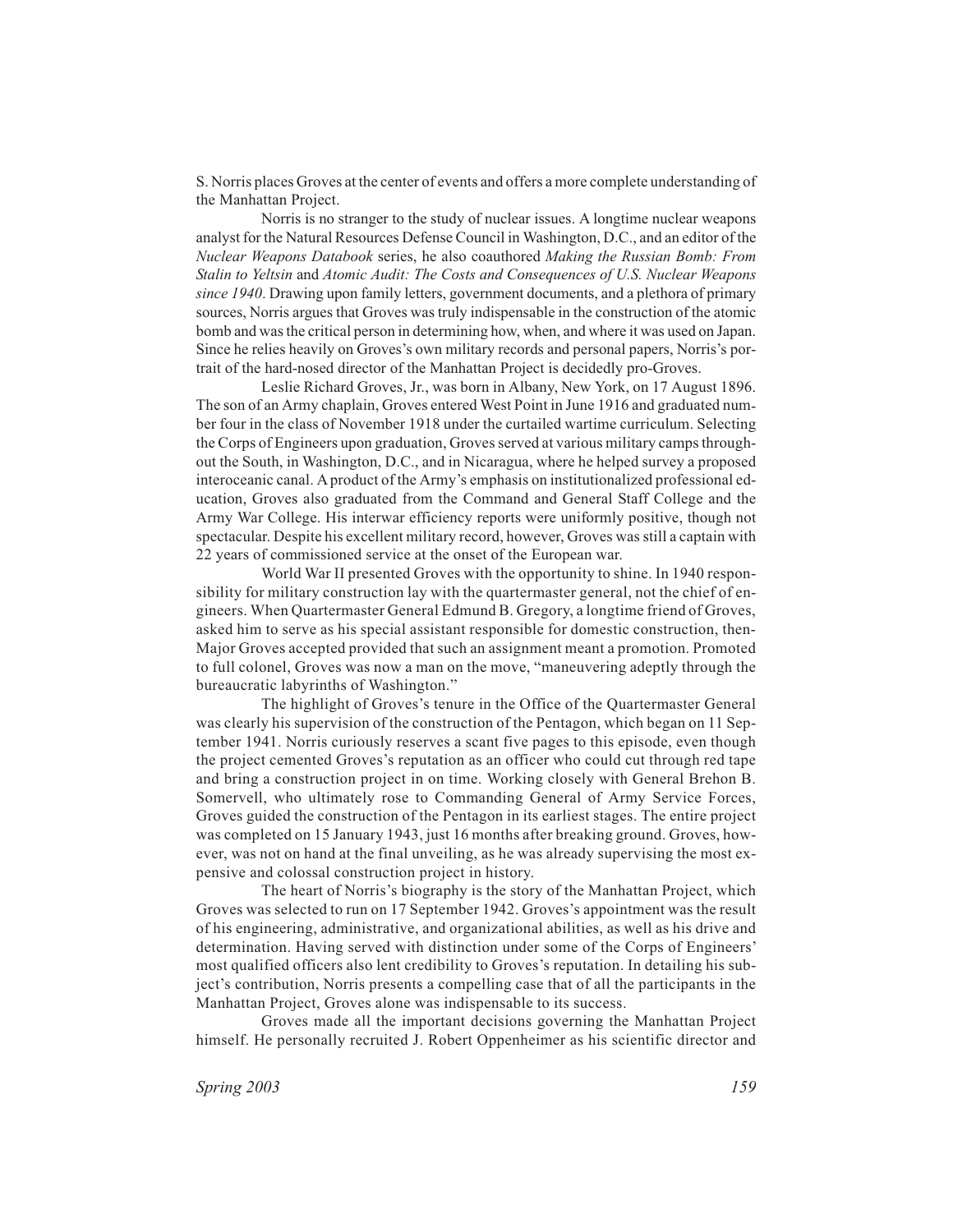S. Norris places Groves at the center of events and offers a more complete understanding of the Manhattan Project.

Norris is no stranger to the study of nuclear issues. A longtime nuclear weapons analyst for the Natural Resources Defense Council in Washington, D.C., and an editor of the *Nuclear Weapons Databook* series, he also coauthored *Making the Russian Bomb: From Stalin to Yeltsin* and *Atomic Audit: The Costs and Consequences of U.S. Nuclear Weapons since 1940*. Drawing upon family letters, government documents, and a plethora of primary sources, Norris argues that Groves was truly indispensable in the construction of the atomic bomb and was the critical person in determining how, when, and where it was used on Japan. Since he relies heavily on Groves's own military records and personal papers, Norris's portrait of the hard-nosed director of the Manhattan Project is decidedly pro-Groves.

Leslie Richard Groves, Jr., was born in Albany, New York, on 17 August 1896. The son of an Army chaplain, Groves entered West Point in June 1916 and graduated number four in the class of November 1918 under the curtailed wartime curriculum. Selecting the Corps of Engineers upon graduation, Groves served at various military camps throughout the South, in Washington, D.C., and in Nicaragua, where he helped survey a proposed interoceanic canal. A product of the Army's emphasis on institutionalized professional education, Groves also graduated from the Command and General Staff College and the Army War College. His interwar efficiency reports were uniformly positive, though not spectacular. Despite his excellent military record, however, Groves was still a captain with 22 years of commissioned service at the onset of the European war.

World War II presented Groves with the opportunity to shine. In 1940 responsibility for military construction lay with the quartermaster general, not the chief of engineers. When Quartermaster General Edmund B. Gregory, a longtime friend of Groves, asked him to serve as his special assistant responsible for domestic construction, then-Major Groves accepted provided that such an assignment meant a promotion. Promoted to full colonel, Groves was now a man on the move, "maneuvering adeptly through the bureaucratic labyrinths of Washington."

The highlight of Groves's tenure in the Office of the Quartermaster General was clearly his supervision of the construction of the Pentagon, which began on 11 September 1941. Norris curiously reserves a scant five pages to this episode, even though the project cemented Groves's reputation as an officer who could cut through red tape and bring a construction project in on time. Working closely with General Brehon B. Somervell, who ultimately rose to Commanding General of Army Service Forces, Groves guided the construction of the Pentagon in its earliest stages. The entire project was completed on 15 January 1943, just 16 months after breaking ground. Groves, however, was not on hand at the final unveiling, as he was already supervising the most expensive and colossal construction project in history.

The heart of Norris's biography is the story of the Manhattan Project, which Groves was selected to run on 17 September 1942. Groves's appointment was the result of his engineering, administrative, and organizational abilities, as well as his drive and determination. Having served with distinction under some of the Corps of Engineers' most qualified officers also lent credibility to Groves's reputation. In detailing his subject's contribution, Norris presents a compelling case that of all the participants in the Manhattan Project, Groves alone was indispensable to its success.

Groves made all the important decisions governing the Manhattan Project himself. He personally recruited J. Robert Oppenheimer as his scientific director and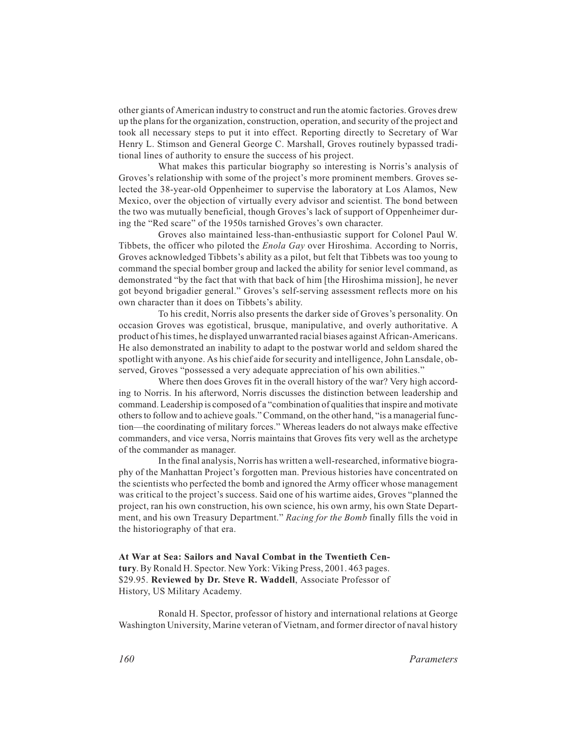other giants of American industry to construct and run the atomic factories. Groves drew up the plans for the organization, construction, operation, and security of the project and took all necessary steps to put it into effect. Reporting directly to Secretary of War Henry L. Stimson and General George C. Marshall, Groves routinely bypassed traditional lines of authority to ensure the success of his project.

What makes this particular biography so interesting is Norris's analysis of Groves's relationship with some of the project's more prominent members. Groves selected the 38-year-old Oppenheimer to supervise the laboratory at Los Alamos, New Mexico, over the objection of virtually every advisor and scientist. The bond between the two was mutually beneficial, though Groves's lack of support of Oppenheimer during the "Red scare" of the 1950s tarnished Groves's own character.

Groves also maintained less-than-enthusiastic support for Colonel Paul W. Tibbets, the officer who piloted the *Enola Gay* over Hiroshima. According to Norris, Groves acknowledged Tibbets's ability as a pilot, but felt that Tibbets was too young to command the special bomber group and lacked the ability for senior level command, as demonstrated "by the fact that with that back of him [the Hiroshima mission], he never got beyond brigadier general." Groves's self-serving assessment reflects more on his own character than it does on Tibbets's ability.

To his credit, Norris also presents the darker side of Groves's personality. On occasion Groves was egotistical, brusque, manipulative, and overly authoritative. A product of his times, he displayed unwarranted racial biases against African-Americans. He also demonstrated an inability to adapt to the postwar world and seldom shared the spotlight with anyone. As his chief aide for security and intelligence, John Lansdale, observed, Groves "possessed a very adequate appreciation of his own abilities."

Where then does Groves fit in the overall history of the war? Very high according to Norris. In his afterword, Norris discusses the distinction between leadership and command. Leadership is composed of a "combination of qualities that inspire and motivate others to follow and to achieve goals." Command, on the other hand, "is a managerial function—the coordinating of military forces." Whereas leaders do not always make effective commanders, and vice versa, Norris maintains that Groves fits very well as the archetype of the commander as manager.

In the final analysis, Norris has written a well-researched, informative biography of the Manhattan Project's forgotten man. Previous histories have concentrated on the scientists who perfected the bomb and ignored the Army officer whose management was critical to the project's success. Said one of his wartime aides, Groves "planned the project, ran his own construction, his own science, his own army, his own State Department, and his own Treasury Department." *Racing for the Bomb* finally fills the void in the historiography of that era.

**At War at Sea: Sailors and Naval Combat in the Twentieth Century**. By Ronald H. Spector. New York: Viking Press, 2001. 463 pages. $29.95. **Reviewed by Dr. Steve R. Waddell**, Associate Professor of History, US Military Academy.

Ronald H. Spector, professor of history and international relations at George Washington University, Marine veteran of Vietnam, and former director of naval history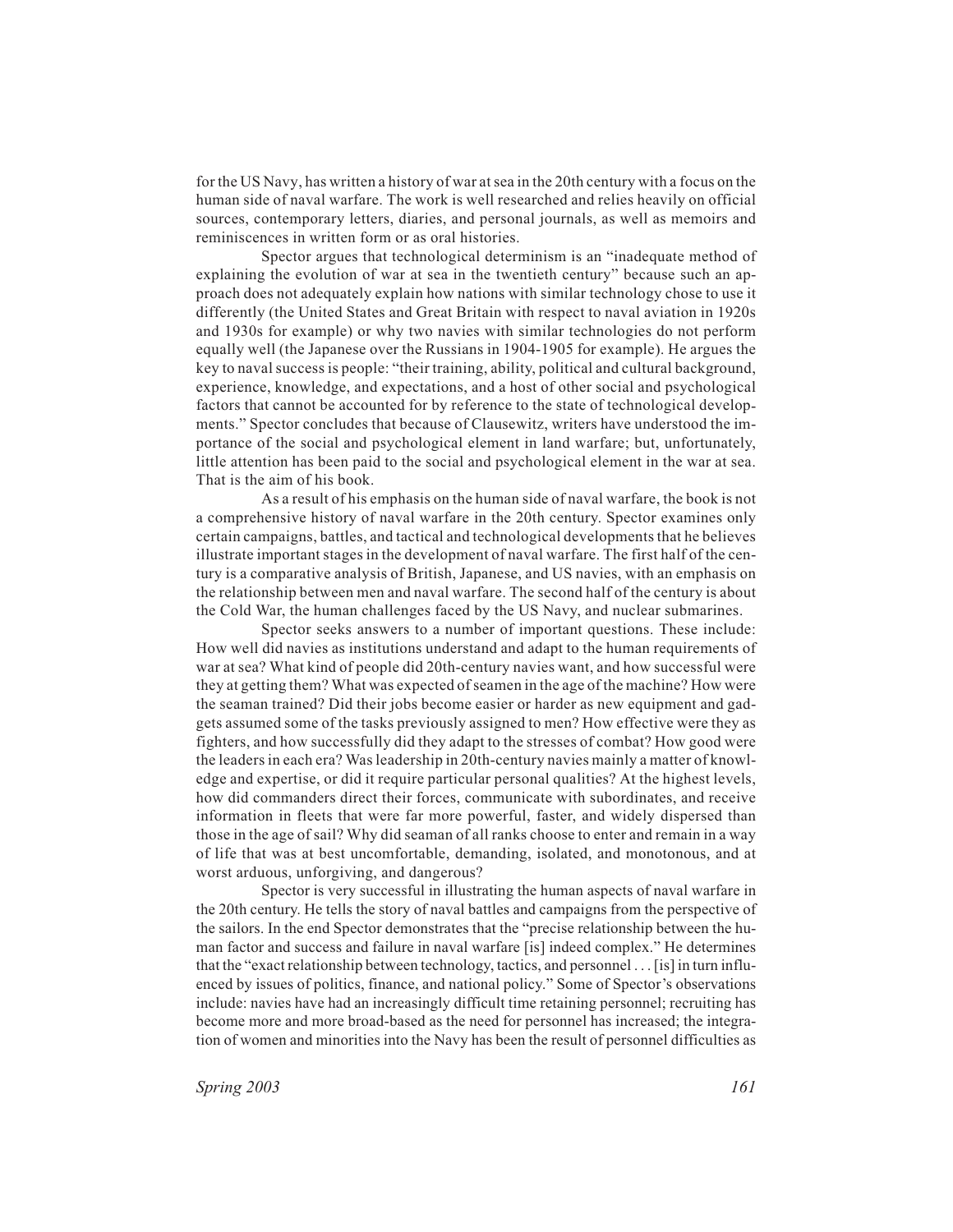for the US Navy, has written a history of war at sea in the 20th century with a focus on the human side of naval warfare. The work is well researched and relies heavily on official sources, contemporary letters, diaries, and personal journals, as well as memoirs and reminiscences in written form or as oral histories.

Spector argues that technological determinism is an "inadequate method of explaining the evolution of war at sea in the twentieth century" because such an approach does not adequately explain how nations with similar technology chose to use it differently (the United States and Great Britain with respect to naval aviation in 1920s and 1930s for example) or why two navies with similar technologies do not perform equally well (the Japanese over the Russians in 1904-1905 for example). He argues the key to naval success is people: "their training, ability, political and cultural background, experience, knowledge, and expectations, and a host of other social and psychological factors that cannot be accounted for by reference to the state of technological developments." Spector concludes that because of Clausewitz, writers have understood the importance of the social and psychological element in land warfare; but, unfortunately, little attention has been paid to the social and psychological element in the war at sea. That is the aim of his book.

As a result of his emphasis on the human side of naval warfare, the book is not a comprehensive history of naval warfare in the 20th century. Spector examines only certain campaigns, battles, and tactical and technological developments that he believes illustrate important stages in the development of naval warfare. The first half of the century is a comparative analysis of British, Japanese, and US navies, with an emphasis on the relationship between men and naval warfare. The second half of the century is about the Cold War, the human challenges faced by the US Navy, and nuclear submarines.

Spector seeks answers to a number of important questions. These include: How well did navies as institutions understand and adapt to the human requirements of war at sea? What kind of people did 20th-century navies want, and how successful were they at getting them? What was expected of seamen in the age of the machine? How were the seaman trained? Did their jobs become easier or harder as new equipment and gadgets assumed some of the tasks previously assigned to men? How effective were they as fighters, and how successfully did they adapt to the stresses of combat? How good were the leaders in each era? Was leadership in 20th-century navies mainly a matter of knowledge and expertise, or did it require particular personal qualities? At the highest levels, how did commanders direct their forces, communicate with subordinates, and receive information in fleets that were far more powerful, faster, and widely dispersed than those in the age of sail? Why did seaman of all ranks choose to enter and remain in a way of life that was at best uncomfortable, demanding, isolated, and monotonous, and at worst arduous, unforgiving, and dangerous?

Spector is very successful in illustrating the human aspects of naval warfare in the 20th century. He tells the story of naval battles and campaigns from the perspective of the sailors. In the end Spector demonstrates that the "precise relationship between the human factor and success and failure in naval warfare [is] indeed complex." He determines that the "exact relationship between technology, tactics, and personnel . . . [is] in turn influenced by issues of politics, finance, and national policy." Some of Spector's observations include: navies have had an increasingly difficult time retaining personnel; recruiting has become more and more broad-based as the need for personnel has increased; the integration of women and minorities into the Navy has been the result of personnel difficulties as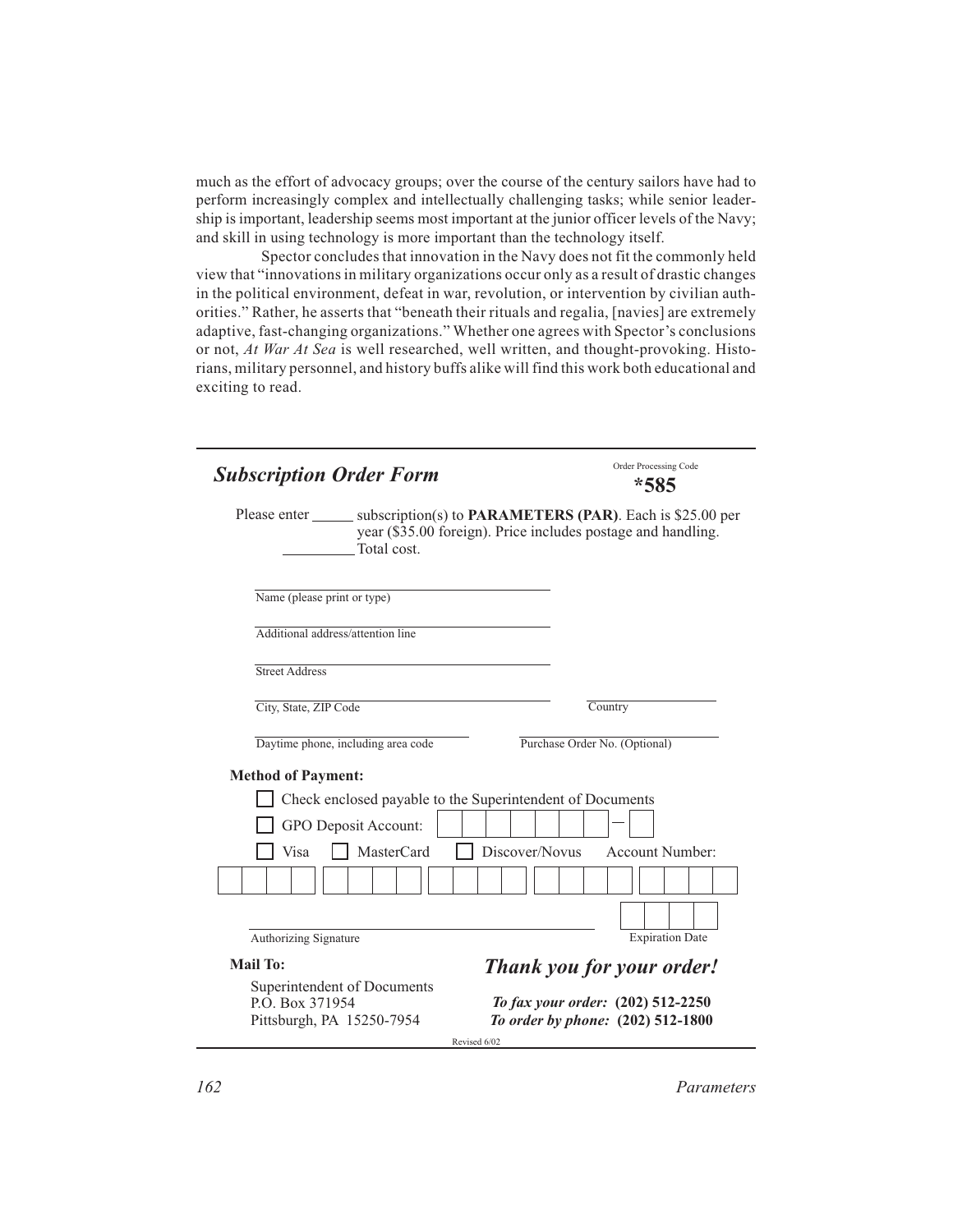much as the effort of advocacy groups; over the course of the century sailors have had to perform increasingly complex and intellectually challenging tasks; while senior leadership is important, leadership seems most important at the junior officer levels of the Navy; and skill in using technology is more important than the technology itself.

Spector concludes that innovation in the Navy does not fit the commonly held view that "innovations in military organizations occur only as a result of drastic changes in the political environment, defeat in war, revolution, or intervention by civilian authorities." Rather, he asserts that "beneath their rituals and regalia, [navies] are extremely adaptive, fast-changing organizations." Whether one agrees with Spector's conclusions or not, *At War At Sea* is well researched, well written, and thought-provoking. Historians, military personnel, and history buffs alike will find this work both educational and exciting to read.

---

## *Subscription Order Form*

Order Processing Code
**\*585**

Please enter _____ subscription(s) to **PARAMETERS (PAR)**. Each is $25.00 per year ($35.00 foreign). Price includes postage and handling.

_________ Total cost.

Name (please print or type)

Additional address/attention line

Street Address

City, State, ZIP Code

Country

Daytime phone, including area code

Purchase Order No. (Optional)

**Method of Payment:**

- ☐ Check enclosed payable to the Superintendent of Documents
- ☐ GPO Deposit Account: ☐☐☐☐☐☐☐ — ☐
- ☐ Visa ☐ MasterCard ☐ Discover/Novus Account Number:

Authorizing Signature

Expiration Date

**Mail To:**

Superintendent of Documents
P.O. Box 371954
Pittsburgh, PA 15250-7954

***Thank you for your order!***

***To fax your order:*** **(202) 512-2250**
***To order by phone:*** **(202) 512-1800**

Revised 6/02